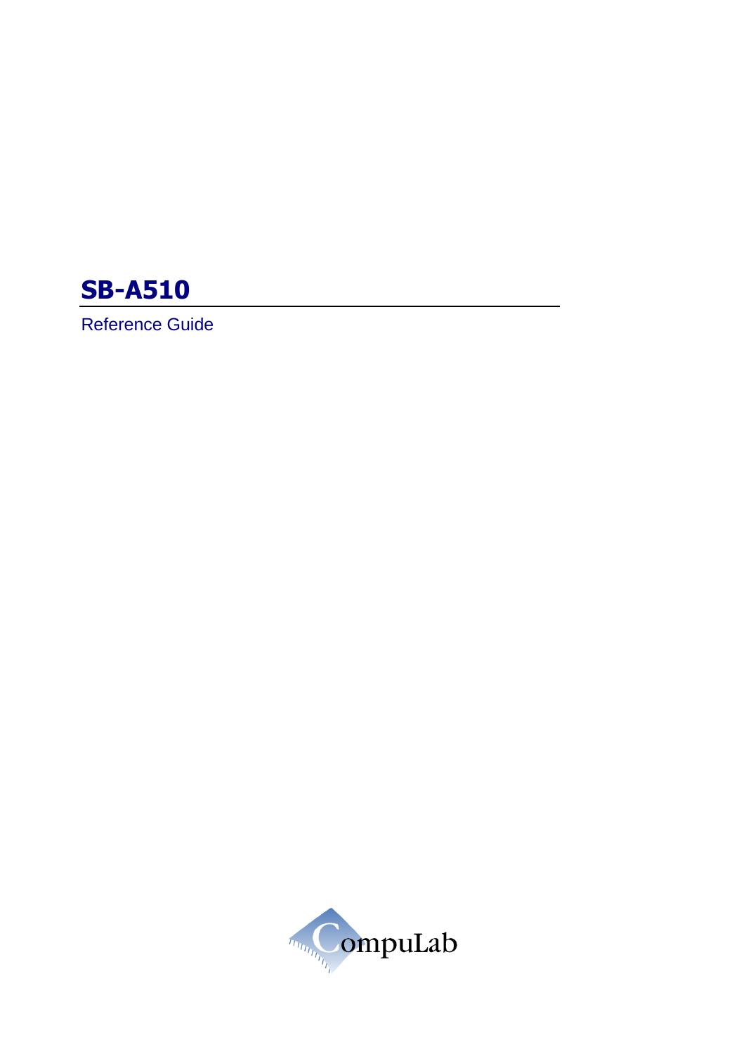# SB-A510

Reference Guide

CompuLab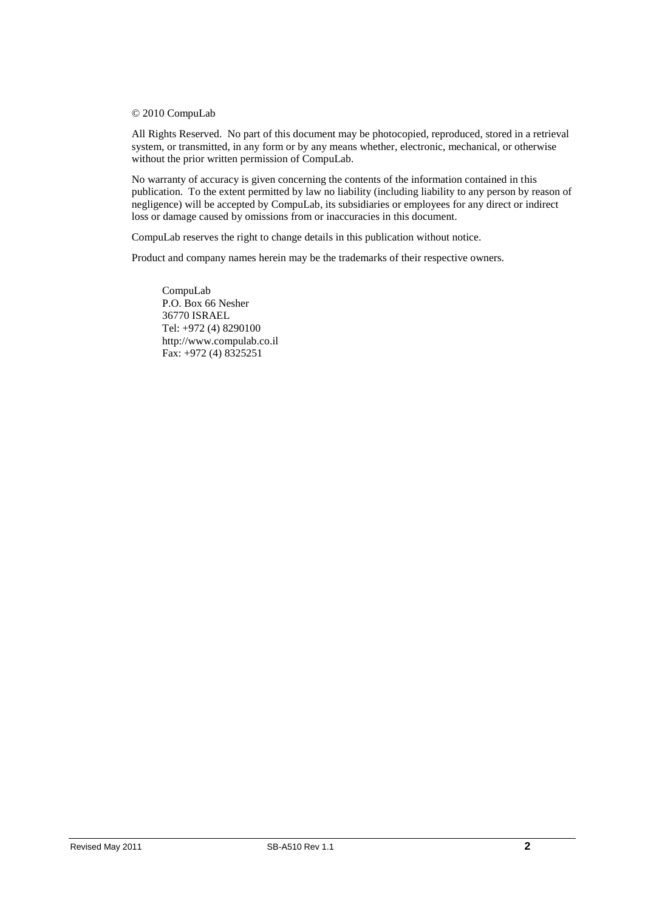© 2010 CompuLab

All Rights Reserved. No part of this document may be photocopied, reproduced, stored in a retrieval system, or transmitted, in any form or by any means whether, electronic, mechanical, or otherwise without the prior written permission of CompuLab.

No warranty of accuracy is given concerning the contents of the information contained in this publication. To the extent permitted by law no liability (including liability to any person by reason of negligence) will be accepted by CompuLab, its subsidiaries or employees for any direct or indirect loss or damage caused by omissions from or inaccuracies in this document.

CompuLab reserves the right to change details in this publication without notice.

Product and company names herein may be the trademarks of their respective owners.

CompuLab  
P.O. Box 66 Nesher  
36770 ISRAEL  
Tel: +972 (4) 8290100  
http://www.compulab.co.il  
Fax: +972 (4) 8325251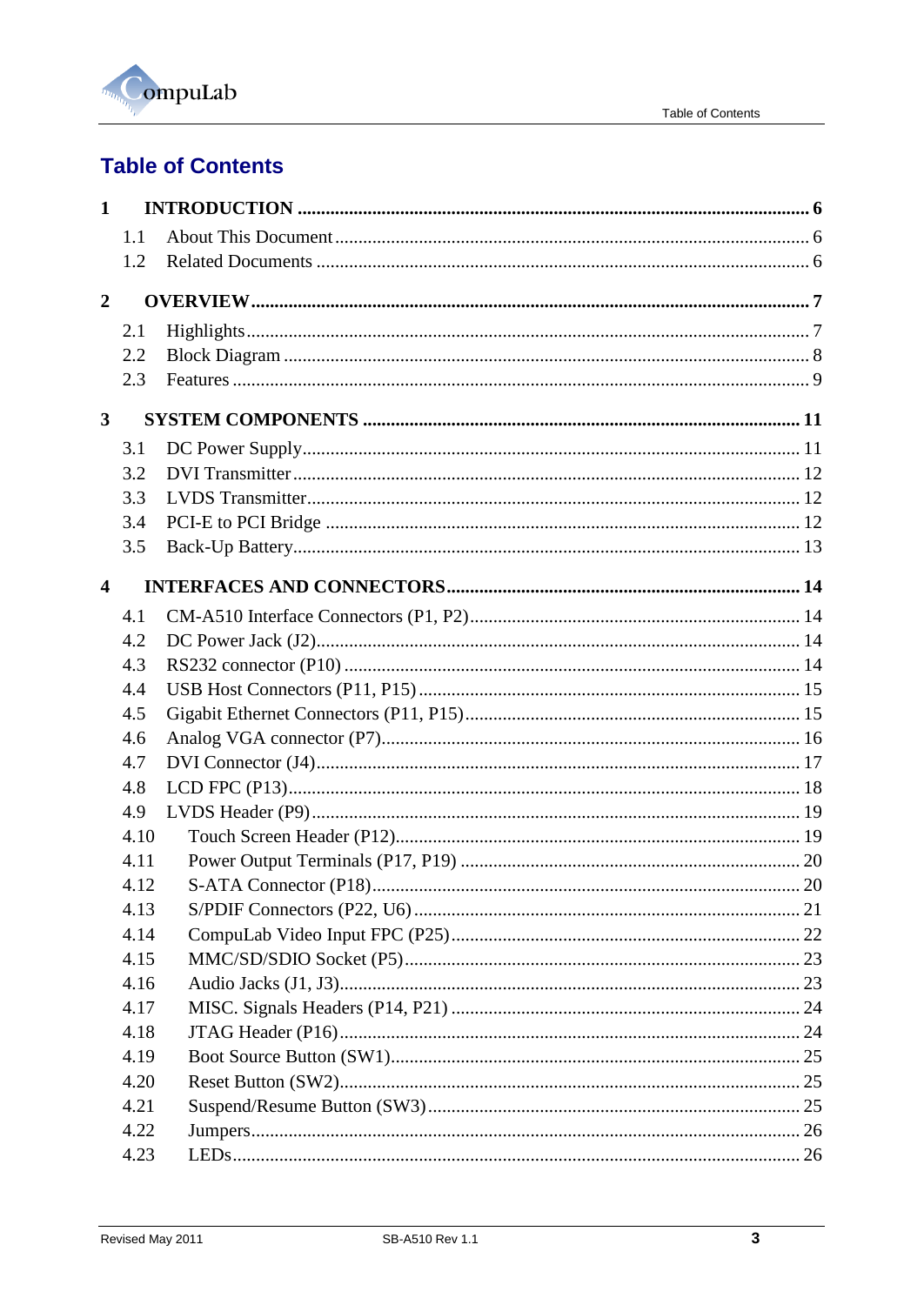# Table of Contents

**1 INTRODUCTION ........................................................ 6**

- 1.1 About This Document ........................................................ 6
- 1.2 Related Documents ........................................................ 6

**2 OVERVIEW ........................................................ 7**

- 2.1 Highlights ........................................................ 7
- 2.2 Block Diagram ........................................................ 8
- 2.3 Features ........................................................ 9

**3 SYSTEM COMPONENTS ........................................................ 11**

- 3.1 DC Power Supply ........................................................ 11
- 3.2 DVI Transmitter ........................................................ 12
- 3.3 LVDS Transmitter ........................................................ 12
- 3.4 PCI-E to PCI Bridge ........................................................ 12
- 3.5 Back-Up Battery ........................................................ 13

**4 INTERFACES AND CONNECTORS ........................................................ 14**

- 4.1 CM-A510 Interface Connectors (P1, P2) ........................................................ 14
- 4.2 DC Power Jack (J2) ........................................................ 14
- 4.3 RS232 connector (P10) ........................................................ 14
- 4.4 USB Host Connectors (P11, P15) ........................................................ 15
- 4.5 Gigabit Ethernet Connectors (P11, P15) ........................................................ 15
- 4.6 Analog VGA connector (P7) ........................................................ 16
- 4.7 DVI Connector (J4) ........................................................ 17
- 4.8 LCD FPC (P13) ........................................................ 18
- 4.9 LVDS Header (P9) ........................................................ 19
- 4.10 Touch Screen Header (P12) ........................................................ 19
- 4.11 Power Output Terminals (P17, P19) ........................................................ 20
- 4.12 S-ATA Connector (P18) ........................................................ 20
- 4.13 S/PDIF Connectors (P22, U6) ........................................................ 21
- 4.14 CompuLab Video Input FPC (P25) ........................................................ 22
- 4.15 MMC/SD/SDIO Socket (P5) ........................................................ 23
- 4.16 Audio Jacks (J1, J3) ........................................................ 23
- 4.17 MISC. Signals Headers (P14, P21) ........................................................ 24
- 4.18 JTAG Header (P16) ........................................................ 24
- 4.19 Boot Source Button (SW1) ........................................................ 25
- 4.20 Reset Button (SW2) ........................................................ 25
- 4.21 Suspend/Resume Button (SW3) ........................................................ 25
- 4.22 Jumpers ........................................................ 26
- 4.23 LEDs ........................................................ 26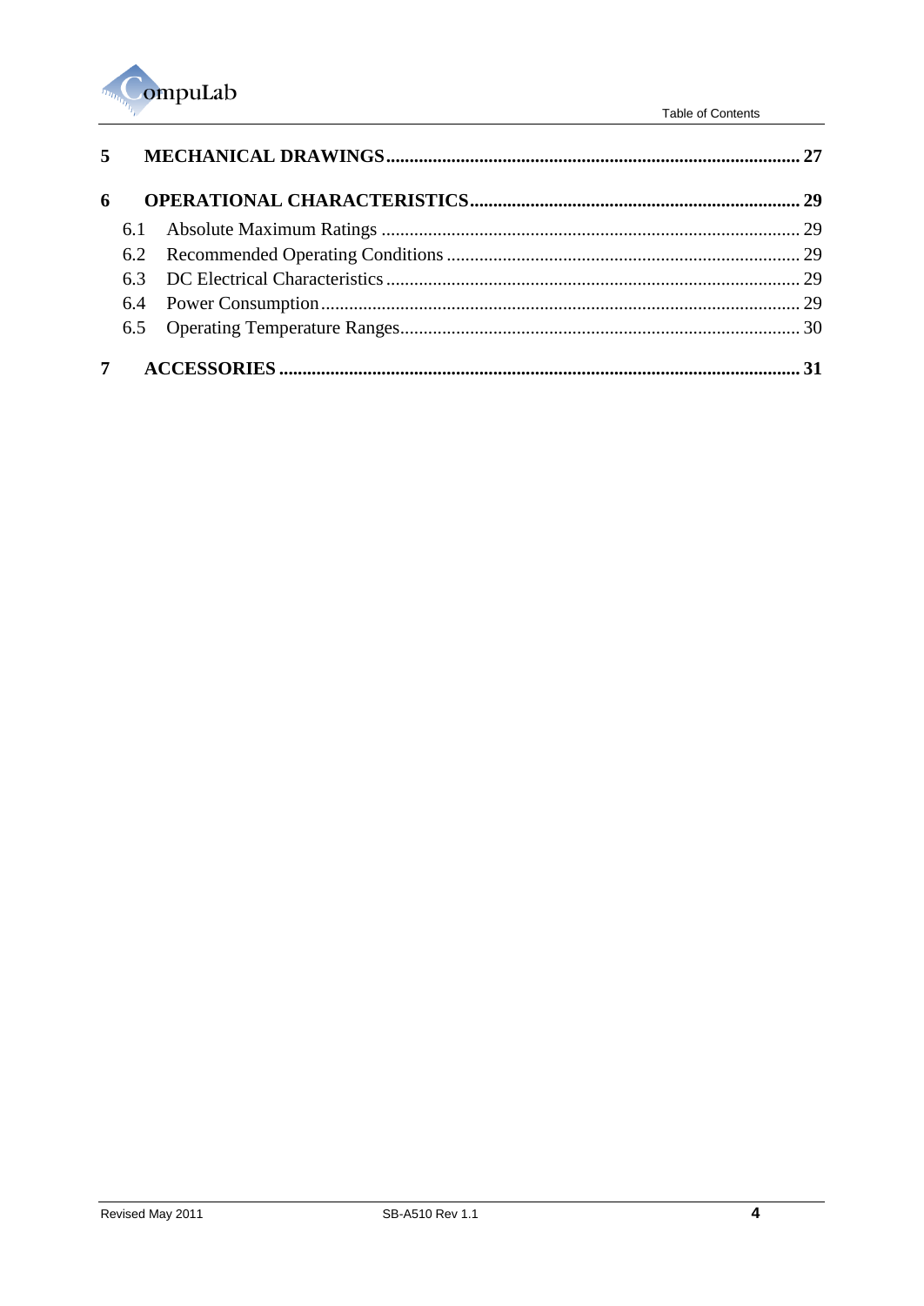**5 MECHANICAL DRAWINGS ........................................................................................ 27**

**6 OPERATIONAL CHARACTERISTICS ...................................................................... 29**

- 6.1 Absolute Maximum Ratings ........................................................................................ 29
- 6.2 Recommended Operating Conditions ........................................................................... 29
- 6.3 DC Electrical Characteristics ....................................................................................... 29
- 6.4 Power Consumption ..................................................................................................... 29
- 6.5 Operating Temperature Ranges .................................................................................... 30

**7 ACCESSORIES ............................................................................................................. 31**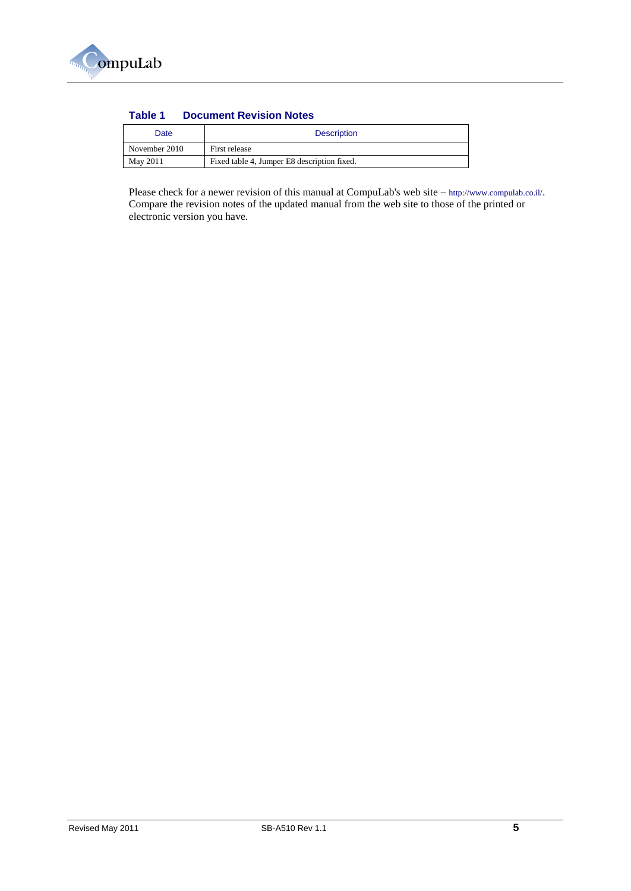**Table 1 Document Revision Notes**

| Date | Description |
|---|---|
| November 2010 | First release |
| May 2011 | Fixed table 4, Jumper E8 description fixed. |

Please check for a newer revision of this manual at CompuLab's web site – http://www.compulab.co.il/. Compare the revision notes of the updated manual from the web site to those of the printed or electronic version you have.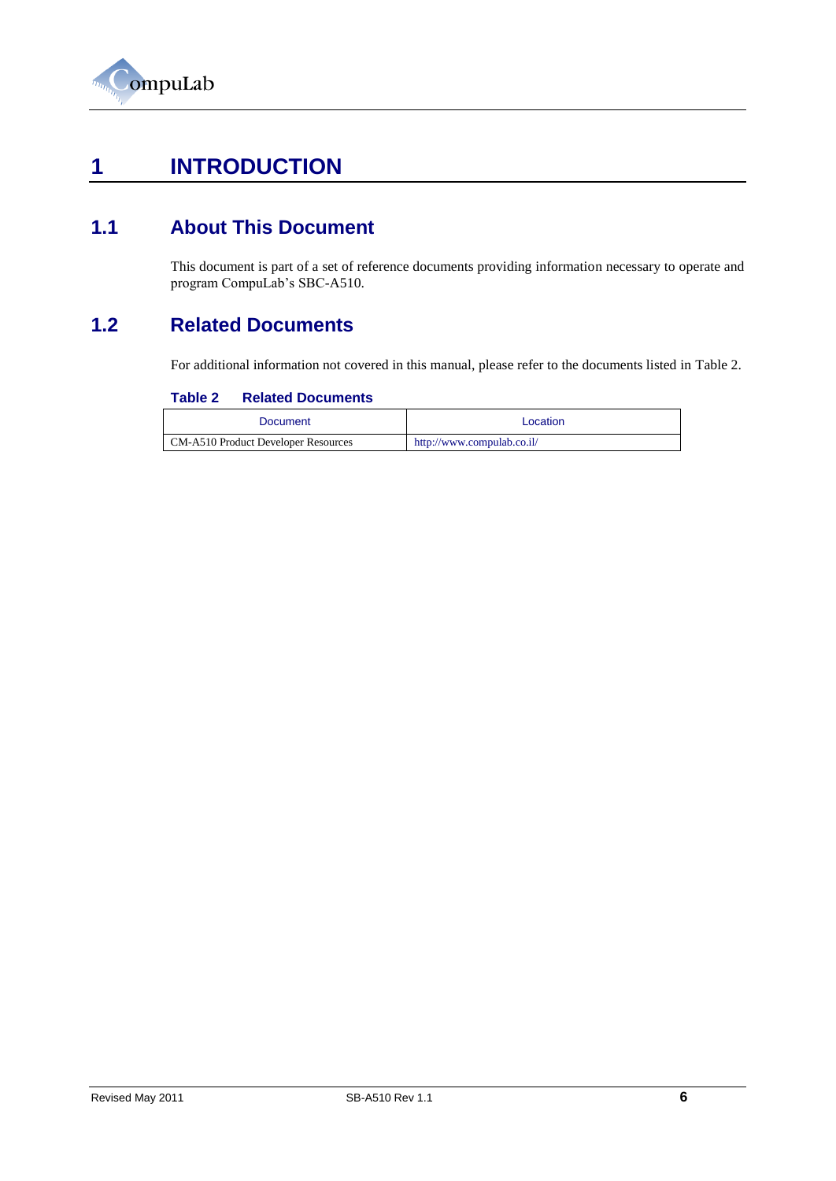# 1 INTRODUCTION

## 1.1 About This Document

This document is part of a set of reference documents providing information necessary to operate and program CompuLab's SBC-A510.

## 1.2 Related Documents

For additional information not covered in this manual, please refer to the documents listed in Table 2.

**Table 2 Related Documents**

| Document | Location |
|---|---|
| CM-A510 Product Developer Resources | http://www.compulab.co.il/ |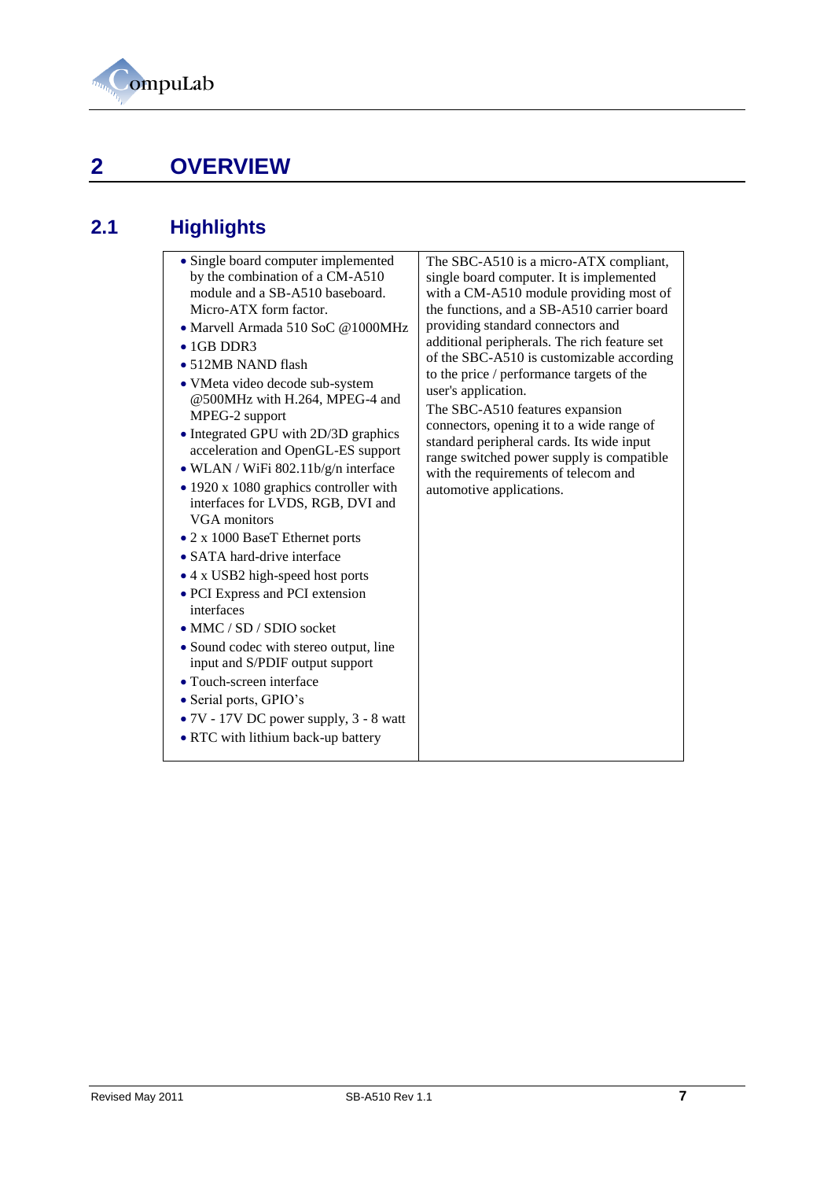# 2 OVERVIEW

## 2.1 Highlights

- Single board computer implemented by the combination of a CM-A510 module and a SB-A510 baseboard. Micro-ATX form factor.
- Marvell Armada 510 SoC @1000MHz
- 1GB DDR3
- 512MB NAND flash
- VMeta video decode sub-system @500MHz with H.264, MPEG-4 and MPEG-2 support
- Integrated GPU with 2D/3D graphics acceleration and OpenGL-ES support
- WLAN / WiFi 802.11b/g/n interface
- 1920 x 1080 graphics controller with interfaces for LVDS, RGB, DVI and VGA monitors
- 2 x 1000 BaseT Ethernet ports
- SATA hard-drive interface
- 4 x USB2 high-speed host ports
- PCI Express and PCI extension interfaces
- MMC / SD / SDIO socket
- Sound codec with stereo output, line input and S/PDIF output support
- Touch-screen interface
- Serial ports, GPIO's
- 7V - 17V DC power supply, 3 - 8 watt
- RTC with lithium back-up battery

The SBC-A510 is a micro-ATX compliant, single board computer. It is implemented with a CM-A510 module providing most of the functions, and a SB-A510 carrier board providing standard connectors and additional peripherals. The rich feature set of the SBC-A510 is customizable according to the price / performance targets of the user's application.

The SBC-A510 features expansion connectors, opening it to a wide range of standard peripheral cards. Its wide input range switched power supply is compatible with the requirements of telecom and automotive applications.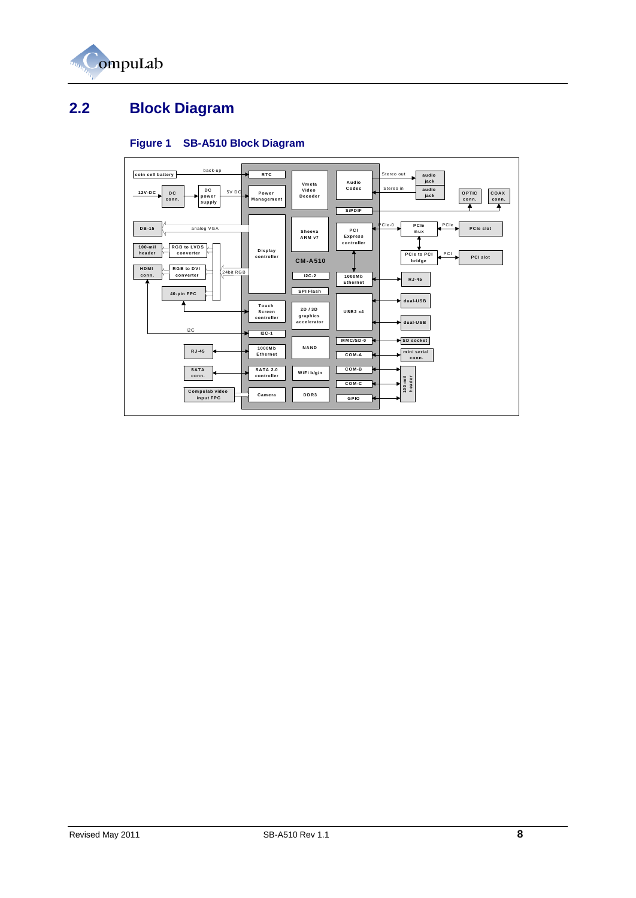## 2.2 Block Diagram

### Figure 1 SB-A510 Block Diagram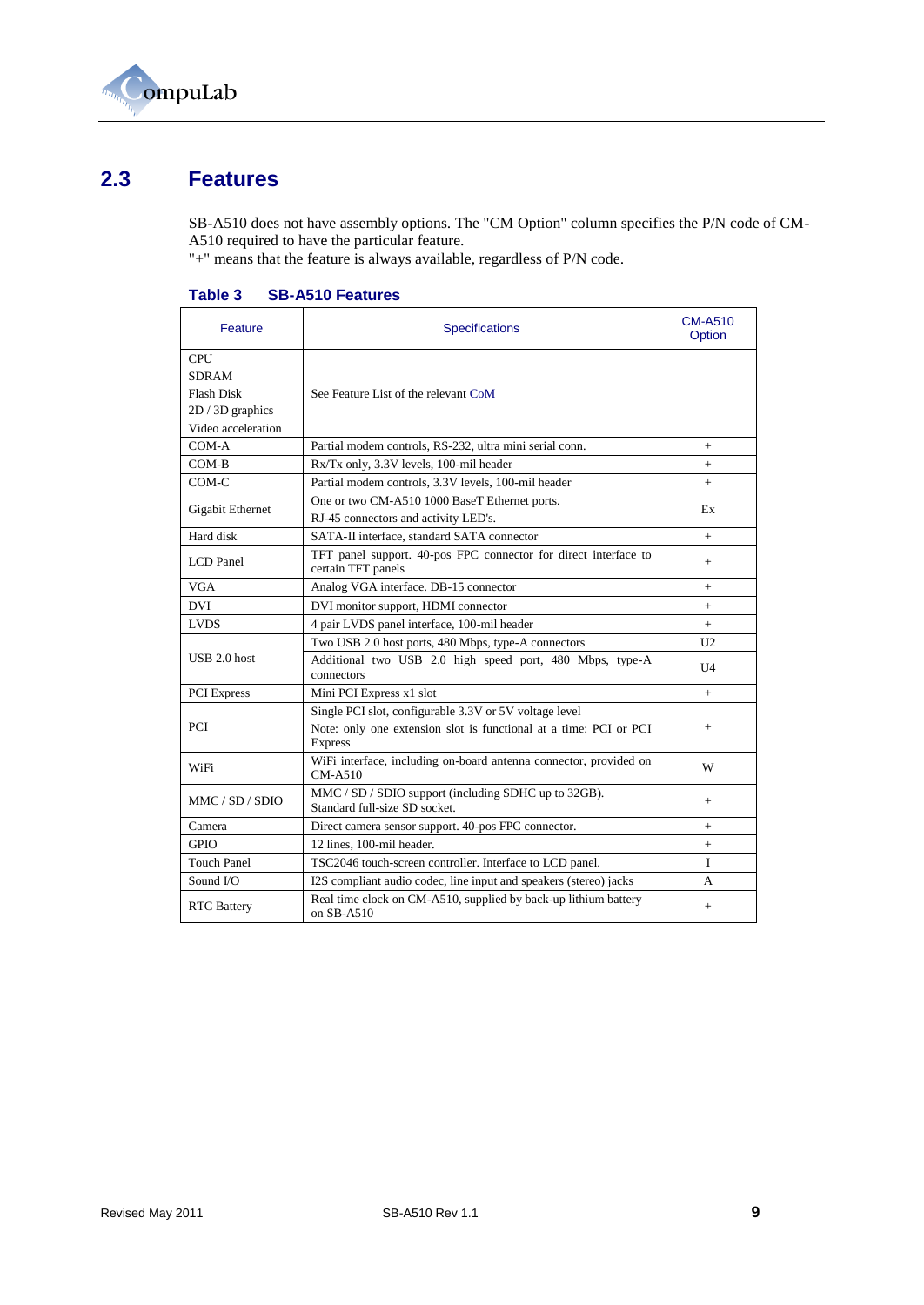## 2.3 Features

SB-A510 does not have assembly options. The "CM Option" column specifies the P/N code of CM-A510 required to have the particular feature.
"+" means that the feature is always available, regardless of P/N code.

**Table 3 SB-A510 Features**

| Feature | Specifications | CM-A510 Option |
|---|---|---|
| CPU<br>SDRAM<br>Flash Disk<br>2D / 3D graphics<br>Video acceleration | See Feature List of the relevant CoM | |
| COM-A | Partial modem controls, RS-232, ultra mini serial conn. | + |
| COM-B | Rx/Tx only, 3.3V levels, 100-mil header | + |
| COM-C | Partial modem controls, 3.3V levels, 100-mil header | + |
| Gigabit Ethernet | One or two CM-A510 1000 BaseT Ethernet ports.<br>RJ-45 connectors and activity LED's. | Ex |
| Hard disk | SATA-II interface, standard SATA connector | + |
| LCD Panel | TFT panel support. 40-pos FPC connector for direct interface to certain TFT panels | + |
| VGA | Analog VGA interface. DB-15 connector | + |
| DVI | DVI monitor support, HDMI connector | + |
| LVDS | 4 pair LVDS panel interface, 100-mil header | + |
| USB 2.0 host | Two USB 2.0 host ports, 480 Mbps, type-A connectors | U2 |
| | Additional two USB 2.0 high speed port, 480 Mbps, type-A connectors | U4 |
| PCI Express | Mini PCI Express x1 slot | + |
| PCI | Single PCI slot, configurable 3.3V or 5V voltage level<br>Note: only one extension slot is functional at a time: PCI or PCI Express | + |
| WiFi | WiFi interface, including on-board antenna connector, provided on CM-A510 | W |
| MMC / SD / SDIO | MMC / SD / SDIO support (including SDHC up to 32GB).<br>Standard full-size SD socket. | + |
| Camera | Direct camera sensor support. 40-pos FPC connector. | + |
| GPIO | 12 lines, 100-mil header. | + |
| Touch Panel | TSC2046 touch-screen controller. Interface to LCD panel. | I |
| Sound I/O | I2S compliant audio codec, line input and speakers (stereo) jacks | A |
| RTC Battery | Real time clock on CM-A510, supplied by back-up lithium battery on SB-A510 | + |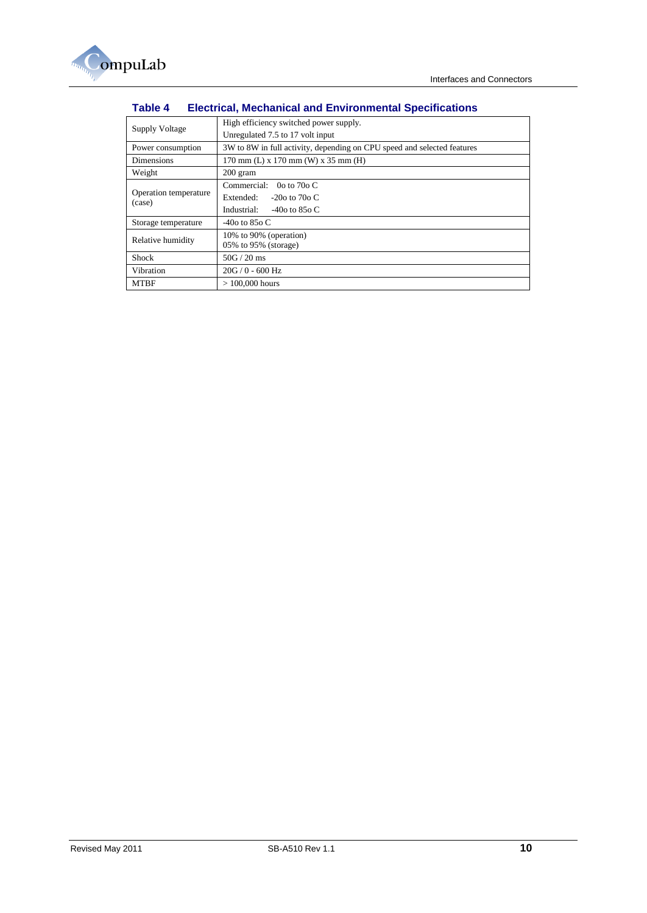**Table 4 Electrical, Mechanical and Environmental Specifications**

| | |
|---|---|
| Supply Voltage | High efficiency switched power supply.<br>Unregulated 7.5 to 17 volt input |
| Power consumption | 3W to 8W in full activity, depending on CPU speed and selected features |
| Dimensions | 170 mm (L) x 170 mm (W) x 35 mm (H) |
| Weight | 200 gram |
| Operation temperature (case) | Commercial: 0o to 70o C<br>Extended: -20o to 70o C<br>Industrial: -40o to 85o C |
| Storage temperature | -40o to 85o C |
| Relative humidity | 10% to 90% (operation)<br>05% to 95% (storage) |
| Shock | 50G / 20 ms |
| Vibration | 20G / 0 - 600 Hz |
| MTBF | > 100,000 hours |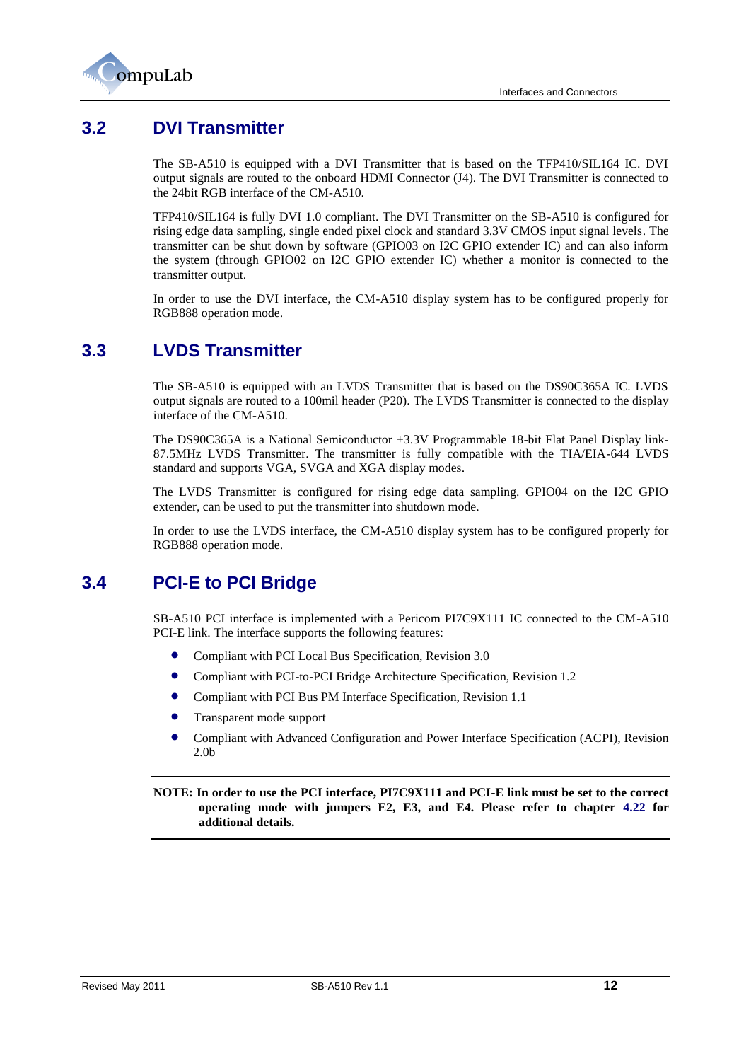## 3.2 DVI Transmitter

The SB-A510 is equipped with a DVI Transmitter that is based on the TFP410/SIL164 IC. DVI output signals are routed to the onboard HDMI Connector (J4). The DVI Transmitter is connected to the 24bit RGB interface of the CM-A510.

TFP410/SIL164 is fully DVI 1.0 compliant. The DVI Transmitter on the SB-A510 is configured for rising edge data sampling, single ended pixel clock and standard 3.3V CMOS input signal levels. The transmitter can be shut down by software (GPIO03 on I2C GPIO extender IC) and can also inform the system (through GPIO02 on I2C GPIO extender IC) whether a monitor is connected to the transmitter output.

In order to use the DVI interface, the CM-A510 display system has to be configured properly for RGB888 operation mode.

## 3.3 LVDS Transmitter

The SB-A510 is equipped with an LVDS Transmitter that is based on the DS90C365A IC. LVDS output signals are routed to a 100mil header (P20). The LVDS Transmitter is connected to the display interface of the CM-A510.

The DS90C365A is a National Semiconductor +3.3V Programmable 18-bit Flat Panel Display link-87.5MHz LVDS Transmitter. The transmitter is fully compatible with the TIA/EIA-644 LVDS standard and supports VGA, SVGA and XGA display modes.

The LVDS Transmitter is configured for rising edge data sampling. GPIO04 on the I2C GPIO extender, can be used to put the transmitter into shutdown mode.

In order to use the LVDS interface, the CM-A510 display system has to be configured properly for RGB888 operation mode.

## 3.4 PCI-E to PCI Bridge

SB-A510 PCI interface is implemented with a Pericom PI7C9X111 IC connected to the CM-A510 PCI-E link. The interface supports the following features:

- Compliant with PCI Local Bus Specification, Revision 3.0
- Compliant with PCI-to-PCI Bridge Architecture Specification, Revision 1.2
- Compliant with PCI Bus PM Interface Specification, Revision 1.1
- Transparent mode support
- Compliant with Advanced Configuration and Power Interface Specification (ACPI), Revision 2.0b

---

**NOTE: In order to use the PCI interface, PI7C9X111 and PCI-E link must be set to the correct operating mode with jumpers E2, E3, and E4. Please refer to chapter 4.22 for additional details.**

---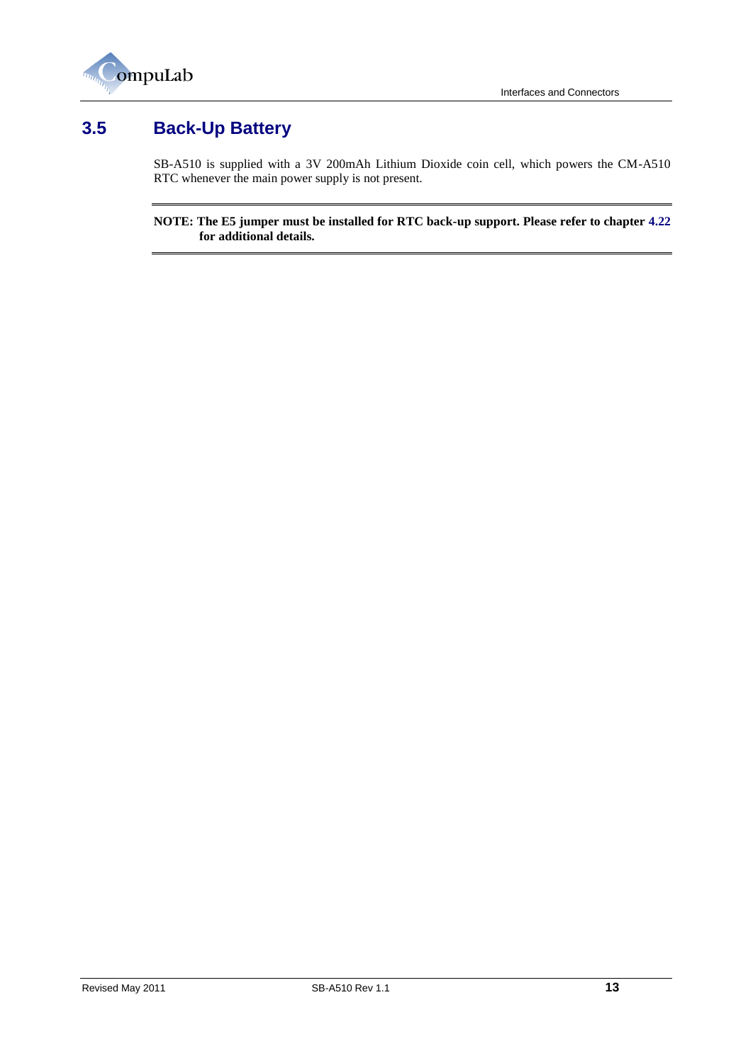## 3.5 Back-Up Battery

SB-A510 is supplied with a 3V 200mAh Lithium Dioxide coin cell, which powers the CM-A510 RTC whenever the main power supply is not present.

---

**NOTE: The E5 jumper must be installed for RTC back-up support. Please refer to chapter 4.22 for additional details.**

---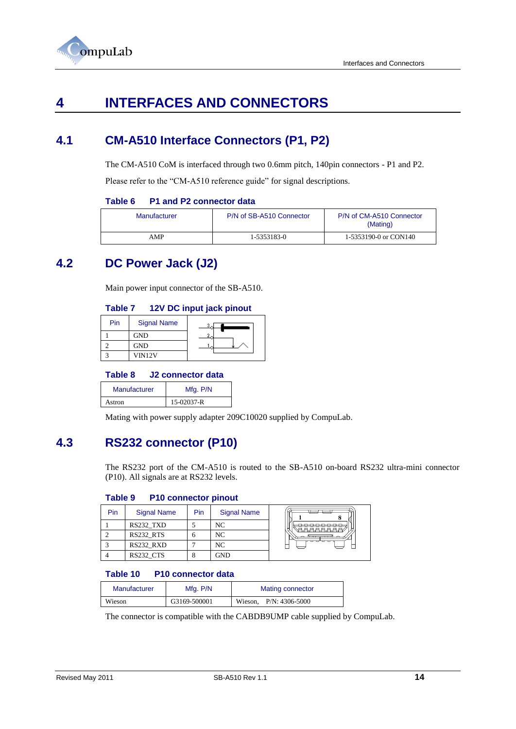# 4 INTERFACES AND CONNECTORS

## 4.1 CM-A510 Interface Connectors (P1, P2)

The CM-A510 CoM is interfaced through two 0.6mm pitch, 140pin connectors - P1 and P2.

Please refer to the "CM-A510 reference guide" for signal descriptions.

**Table 6 P1 and P2 connector data**

| Manufacturer | P/N of SB-A510 Connector | P/N of CM-A510 Connector (Mating) |
|---|---|---|
| AMP | 1-5353183-0 | 1-5353190-0 or CON140 |

## 4.2 DC Power Jack (J2)

Main power input connector of the SB-A510.

**Table 7 12V DC input jack pinout**

| Pin | Signal Name |
|---|---|
| 1 | GND |
| 2 | GND |
| 3 | VIN12V |

**Table 8 J2 connector data**

| Manufacturer | Mfg. P/N |
|---|---|
| Astron | 15-02037-R |

Mating with power supply adapter 209C10020 supplied by CompuLab.

## 4.3 RS232 connector (P10)

The RS232 port of the CM-A510 is routed to the SB-A510 on-board RS232 ultra-mini connector (P10). All signals are at RS232 levels.

**Table 9 P10 connector pinout**

| Pin | Signal Name | Pin | Signal Name |
|---|---|---|---|
| 1 | RS232_TXD | 5 | NC |
| 2 | RS232_RTS | 6 | NC |
| 3 | RS232_RXD | 7 | NC |
| 4 | RS232_CTS | 8 | GND |

**Table 10 P10 connector data**

| Manufacturer | Mfg. P/N | Mating connector |
|---|---|---|
| Wieson | G3169-500001 | Wieson, P/N: 4306-5000 |

The connector is compatible with the CABDB9UMP cable supplied by CompuLab.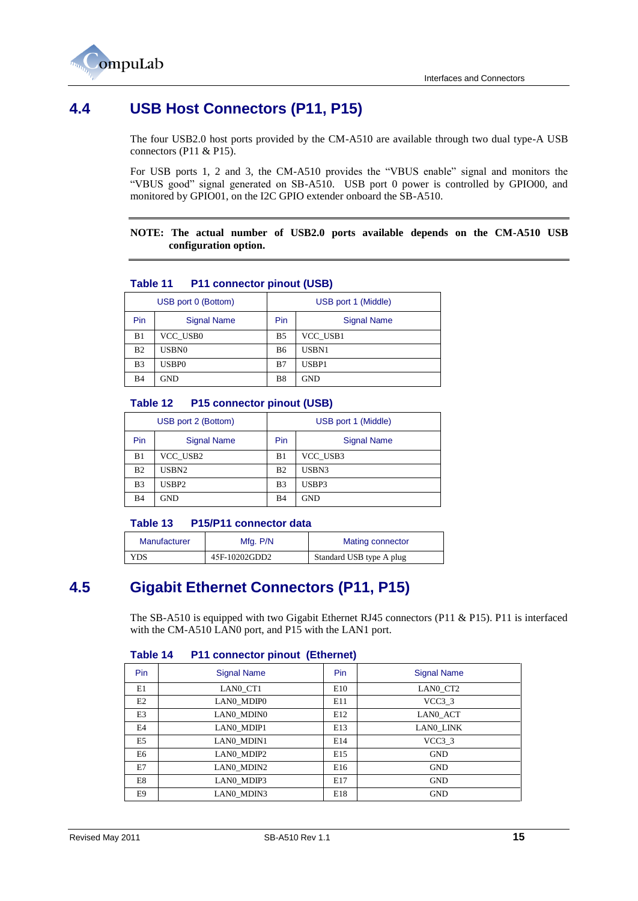## 4.4 USB Host Connectors (P11, P15)

The four USB2.0 host ports provided by the CM-A510 are available through two dual type-A USB connectors (P11 & P15).

For USB ports 1, 2 and 3, the CM-A510 provides the "VBUS enable" signal and monitors the "VBUS good" signal generated on SB-A510. USB port 0 power is controlled by GPIO00, and monitored by GPIO01, on the I2C GPIO extender onboard the SB-A510.

---

**NOTE: The actual number of USB2.0 ports available depends on the CM-A510 USB configuration option.**

---

**Table 11 P11 connector pinout (USB)**

| USB port 0 (Bottom) | | USB port 1 (Middle) | |
|---|---|---|---|
| Pin | Signal Name | Pin | Signal Name |
| B1 | VCC_USB0 | B5 | VCC_USB1 |
| B2 | USBN0 | B6 | USBN1 |
| B3 | USBP0 | B7 | USBP1 |
| B4 | GND | B8 | GND |

**Table 12 P15 connector pinout (USB)**

| USB port 2 (Bottom) | | USB port 1 (Middle) | |
|---|---|---|---|
| Pin | Signal Name | Pin | Signal Name |
| B1 | VCC_USB2 | B1 | VCC_USB3 |
| B2 | USBN2 | B2 | USBN3 |
| B3 | USBP2 | B3 | USBP3 |
| B4 | GND | B4 | GND |

**Table 13 P15/P11 connector data**

| Manufacturer | Mfg. P/N | Mating connector |
|---|---|---|
| YDS | 45F-10202GDD2 | Standard USB type A plug |

## 4.5 Gigabit Ethernet Connectors (P11, P15)

The SB-A510 is equipped with two Gigabit Ethernet RJ45 connectors (P11 & P15). P11 is interfaced with the CM-A510 LAN0 port, and P15 with the LAN1 port.

**Table 14 P11 connector pinout (Ethernet)**

| Pin | Signal Name | Pin | Signal Name |
|---|---|---|---|
| E1 | LAN0_CT1 | E10 | LAN0_CT2 |
| E2 | LAN0_MDIP0 | E11 | VCC3_3 |
| E3 | LAN0_MDIN0 | E12 | LAN0_ACT |
| E4 | LAN0_MDIP1 | E13 | LAN0_LINK |
| E5 | LAN0_MDIN1 | E14 | VCC3_3 |
| E6 | LAN0_MDIP2 | E15 | GND |
| E7 | LAN0_MDIN2 | E16 | GND |
| E8 | LAN0_MDIP3 | E17 | GND |
| E9 | LAN0_MDIN3 | E18 | GND |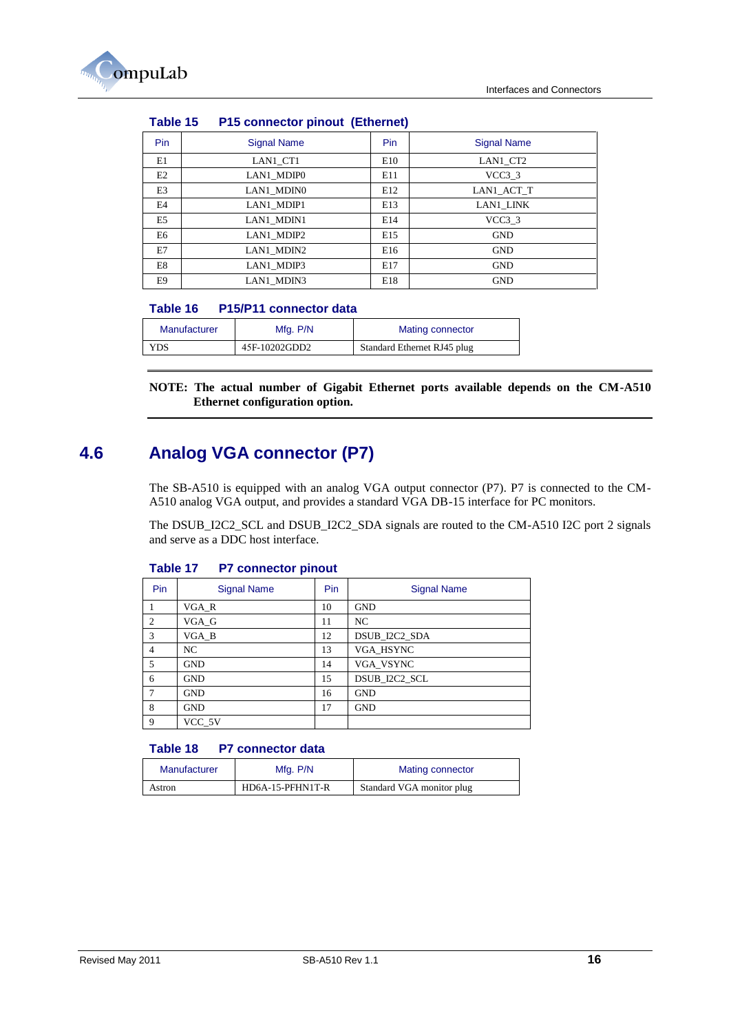**Table 15 P15 connector pinout (Ethernet)**

| Pin | Signal Name | Pin | Signal Name |
|---|---|---|---|
| E1 | LAN1_CT1 | E10 | LAN1_CT2 |
| E2 | LAN1_MDIP0 | E11 | VCC3_3 |
| E3 | LAN1_MDIN0 | E12 | LAN1_ACT_T |
| E4 | LAN1_MDIP1 | E13 | LAN1_LINK |
| E5 | LAN1_MDIN1 | E14 | VCC3_3 |
| E6 | LAN1_MDIP2 | E15 | GND |
| E7 | LAN1_MDIN2 | E16 | GND |
| E8 | LAN1_MDIP3 | E17 | GND |
| E9 | LAN1_MDIN3 | E18 | GND |

**Table 16 P15/P11 connector data**

| Manufacturer | Mfg. P/N | Mating connector |
|---|---|---|
| YDS | 45F-10202GDD2 | Standard Ethernet RJ45 plug |

**NOTE: The actual number of Gigabit Ethernet ports available depends on the CM-A510 Ethernet configuration option.**

## 4.6 Analog VGA connector (P7)

The SB-A510 is equipped with an analog VGA output connector (P7). P7 is connected to the CM-A510 analog VGA output, and provides a standard VGA DB-15 interface for PC monitors.

The DSUB_I2C2_SCL and DSUB_I2C2_SDA signals are routed to the CM-A510 I2C port 2 signals and serve as a DDC host interface.

**Table 17 P7 connector pinout**

| Pin | Signal Name | Pin | Signal Name |
|---|---|---|---|
| 1 | VGA_R | 10 | GND |
| 2 | VGA_G | 11 | NC |
| 3 | VGA_B | 12 | DSUB_I2C2_SDA |
| 4 | NC | 13 | VGA_HSYNC |
| 5 | GND | 14 | VGA_VSYNC |
| 6 | GND | 15 | DSUB_I2C2_SCL |
| 7 | GND | 16 | GND |
| 8 | GND | 17 | GND |
| 9 | VCC_5V | | |

**Table 18 P7 connector data**

| Manufacturer | Mfg. P/N | Mating connector |
|---|---|---|
| Astron | HD6A-15-PFHN1T-R | Standard VGA monitor plug |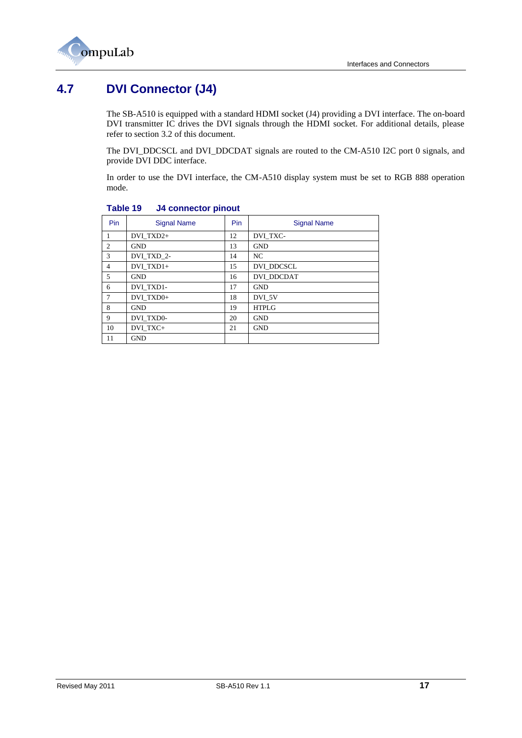## 4.7 DVI Connector (J4)

The SB-A510 is equipped with a standard HDMI socket (J4) providing a DVI interface. The on-board DVI transmitter IC drives the DVI signals through the HDMI socket. For additional details, please refer to section 3.2 of this document.

The DVI_DDCSCL and DVI_DDCDAT signals are routed to the CM-A510 I2C port 0 signals, and provide DVI DDC interface.

In order to use the DVI interface, the CM-A510 display system must be set to RGB 888 operation mode.

**Table 19 J4 connector pinout**

| Pin | Signal Name | Pin | Signal Name |
|---|---|---|---|
| 1 | DVI_TXD2+ | 12 | DVI_TXC- |
| 2 | GND | 13 | GND |
| 3 | DVI_TXD_2- | 14 | NC |
| 4 | DVI_TXD1+ | 15 | DVI_DDCSCL |
| 5 | GND | 16 | DVI_DDCDAT |
| 6 | DVI_TXD1- | 17 | GND |
| 7 | DVI_TXD0+ | 18 | DVI_5V |
| 8 | GND | 19 | HTPLG |
| 9 | DVI_TXD0- | 20 | GND |
| 10 | DVI_TXC+ | 21 | GND |
| 11 | GND | | |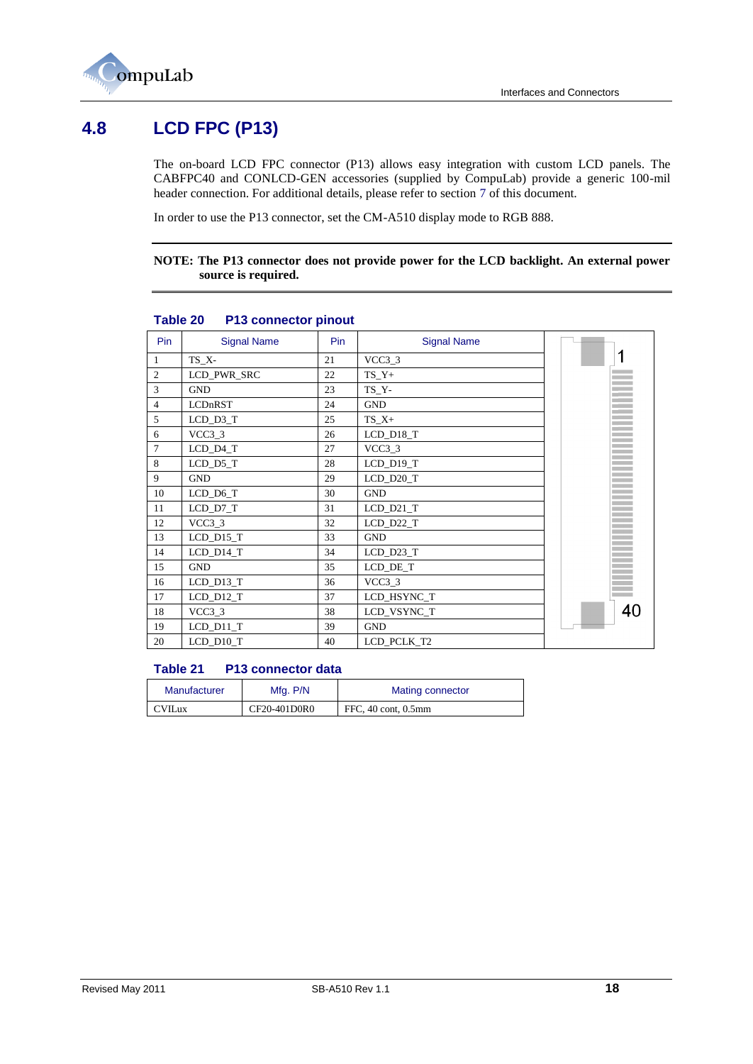## 4.8 LCD FPC (P13)

The on-board LCD FPC connector (P13) allows easy integration with custom LCD panels. The CABFPC40 and CONLCD-GEN accessories (supplied by CompuLab) provide a generic 100-mil header connection. For additional details, please refer to section 7 of this document.

In order to use the P13 connector, set the CM-A510 display mode to RGB 888.

**NOTE: The P13 connector does not provide power for the LCD backlight. An external power source is required.**

**Table 20 P13 connector pinout**

| Pin | Signal Name | Pin | Signal Name |
|---|---|---|---|
| 1 | TS_X- | 21 | VCC3_3 |
| 2 | LCD_PWR_SRC | 22 | TS_Y+ |
| 3 | GND | 23 | TS_Y- |
| 4 | LCDnRST | 24 | GND |
| 5 | LCD_D3_T | 25 | TS_X+ |
| 6 | VCC3_3 | 26 | LCD_D18_T |
| 7 | LCD_D4_T | 27 | VCC3_3 |
| 8 | LCD_D5_T | 28 | LCD_D19_T |
| 9 | GND | 29 | LCD_D20_T |
| 10 | LCD_D6_T | 30 | GND |
| 11 | LCD_D7_T | 31 | LCD_D21_T |
| 12 | VCC3_3 | 32 | LCD_D22_T |
| 13 | LCD_D15_T | 33 | GND |
| 14 | LCD_D14_T | 34 | LCD_D23_T |
| 15 | GND | 35 | LCD_DE_T |
| 16 | LCD_D13_T | 36 | VCC3_3 |
| 17 | LCD_D12_T | 37 | LCD_HSYNC_T |
| 18 | VCC3_3 | 38 | LCD_VSYNC_T |
| 19 | LCD_D11_T | 39 | GND |
| 20 | LCD_D10_T | 40 | LCD_PCLK_T2 |

**Table 21 P13 connector data**

| Manufacturer | Mfg. P/N | Mating connector |
|---|---|---|
| CVILux | CF20-401D0R0 | FFC, 40 cont, 0.5mm |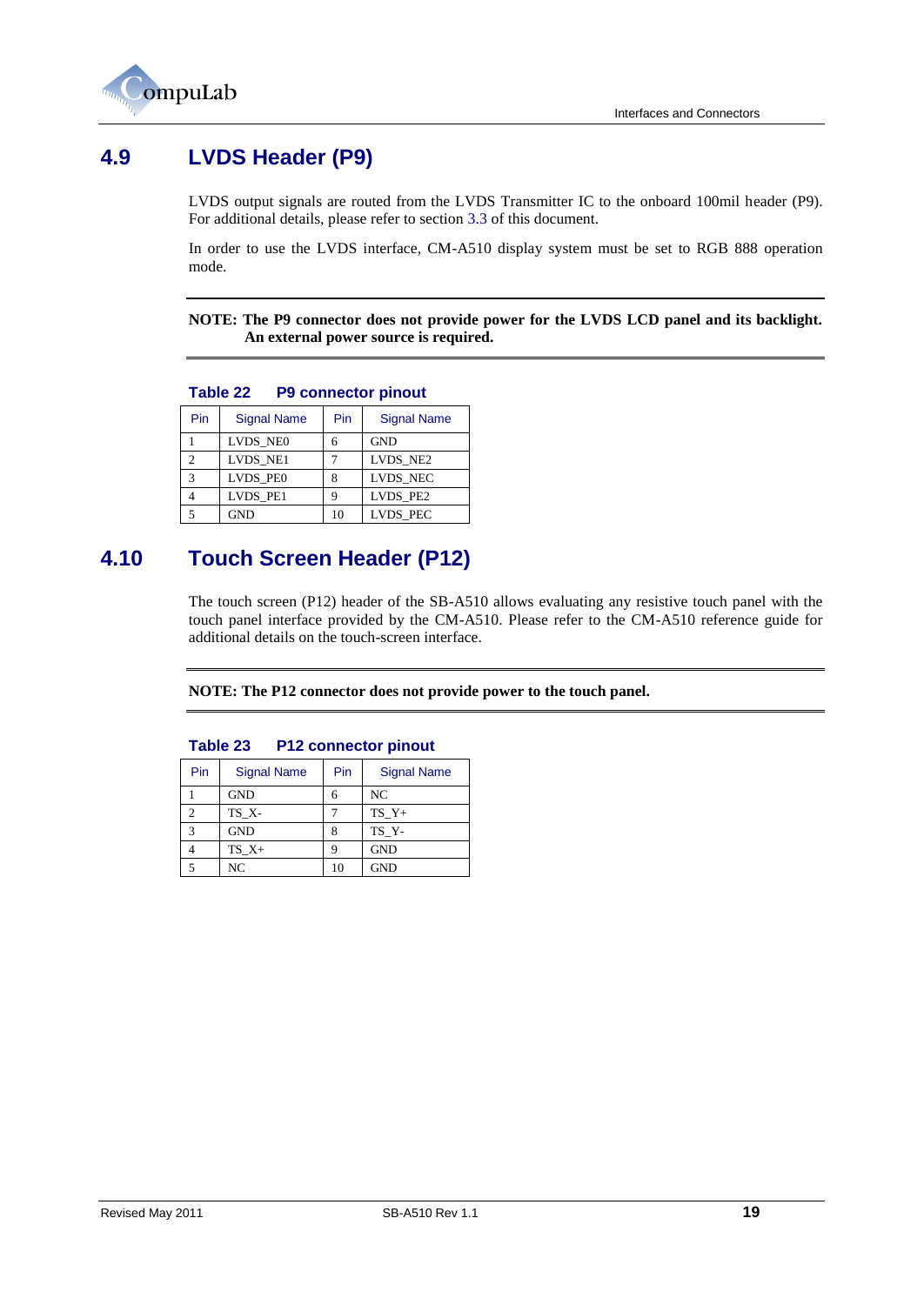## 4.9 LVDS Header (P9)

LVDS output signals are routed from the LVDS Transmitter IC to the onboard 100mil header (P9). For additional details, please refer to section 3.3 of this document.

In order to use the LVDS interface, CM-A510 display system must be set to RGB 888 operation mode.

**NOTE: The P9 connector does not provide power for the LVDS LCD panel and its backlight. An external power source is required.**

**Table 22 P9 connector pinout**

| Pin | Signal Name | Pin | Signal Name |
|---|---|---|---|
| 1 | LVDS_NE0 | 6 | GND |
| 2 | LVDS_NE1 | 7 | LVDS_NE2 |
| 3 | LVDS_PE0 | 8 | LVDS_NEC |
| 4 | LVDS_PE1 | 9 | LVDS_PE2 |
| 5 | GND | 10 | LVDS_PEC |

## 4.10 Touch Screen Header (P12)

The touch screen (P12) header of the SB-A510 allows evaluating any resistive touch panel with the touch panel interface provided by the CM-A510. Please refer to the CM-A510 reference guide for additional details on the touch-screen interface.

**NOTE: The P12 connector does not provide power to the touch panel.**

**Table 23 P12 connector pinout**

| Pin | Signal Name | Pin | Signal Name |
|---|---|---|---|
| 1 | GND | 6 | NC |
| 2 | TS_X- | 7 | TS_Y+ |
| 3 | GND | 8 | TS_Y- |
| 4 | TS_X+ | 9 | GND |
| 5 | NC | 10 | GND |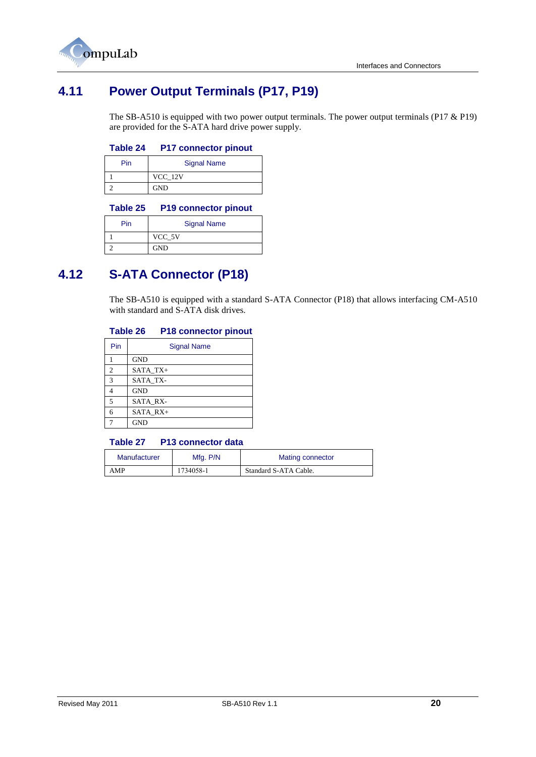## 4.11 Power Output Terminals (P17, P19)

The SB-A510 is equipped with two power output terminals. The power output terminals (P17 & P19) are provided for the S-ATA hard drive power supply.

**Table 24 P17 connector pinout**

| Pin | Signal Name |
|---|---|
| 1 | VCC_12V |
| 2 | GND |

**Table 25 P19 connector pinout**

| Pin | Signal Name |
|---|---|
| 1 | VCC_5V |
| 2 | GND |

## 4.12 S-ATA Connector (P18)

The SB-A510 is equipped with a standard S-ATA Connector (P18) that allows interfacing CM-A510 with standard and S-ATA disk drives.

**Table 26 P18 connector pinout**

| Pin | Signal Name |
|---|---|
| 1 | GND |
| 2 | SATA_TX+ |
| 3 | SATA_TX- |
| 4 | GND |
| 5 | SATA_RX- |
| 6 | SATA_RX+ |
| 7 | GND |

**Table 27 P13 connector data**

| Manufacturer | Mfg. P/N | Mating connector |
|---|---|---|
| AMP | 1734058-1 | Standard S-ATA Cable. |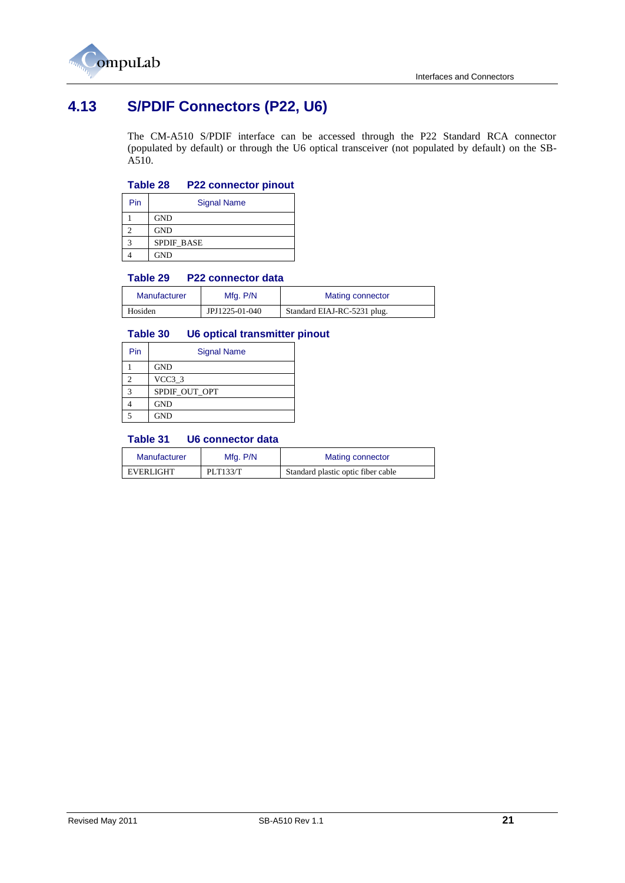## 4.13 S/PDIF Connectors (P22, U6)

The CM-A510 S/PDIF interface can be accessed through the P22 Standard RCA connector (populated by default) or through the U6 optical transceiver (not populated by default) on the SB-A510.

**Table 28 P22 connector pinout**

| Pin | Signal Name |
|---|---|
| 1 | GND |
| 2 | GND |
| 3 | SPDIF_BASE |
| 4 | GND |

**Table 29 P22 connector data**

| Manufacturer | Mfg. P/N | Mating connector |
|---|---|---|
| Hosiden | JPJ1225-01-040 | Standard EIAJ-RC-5231 plug. |

**Table 30 U6 optical transmitter pinout**

| Pin | Signal Name |
|---|---|
| 1 | GND |
| 2 | VCC3_3 |
| 3 | SPDIF_OUT_OPT |
| 4 | GND |
| 5 | GND |

**Table 31 U6 connector data**

| Manufacturer | Mfg. P/N | Mating connector |
|---|---|---|
| EVERLIGHT | PLT133/T | Standard plastic optic fiber cable |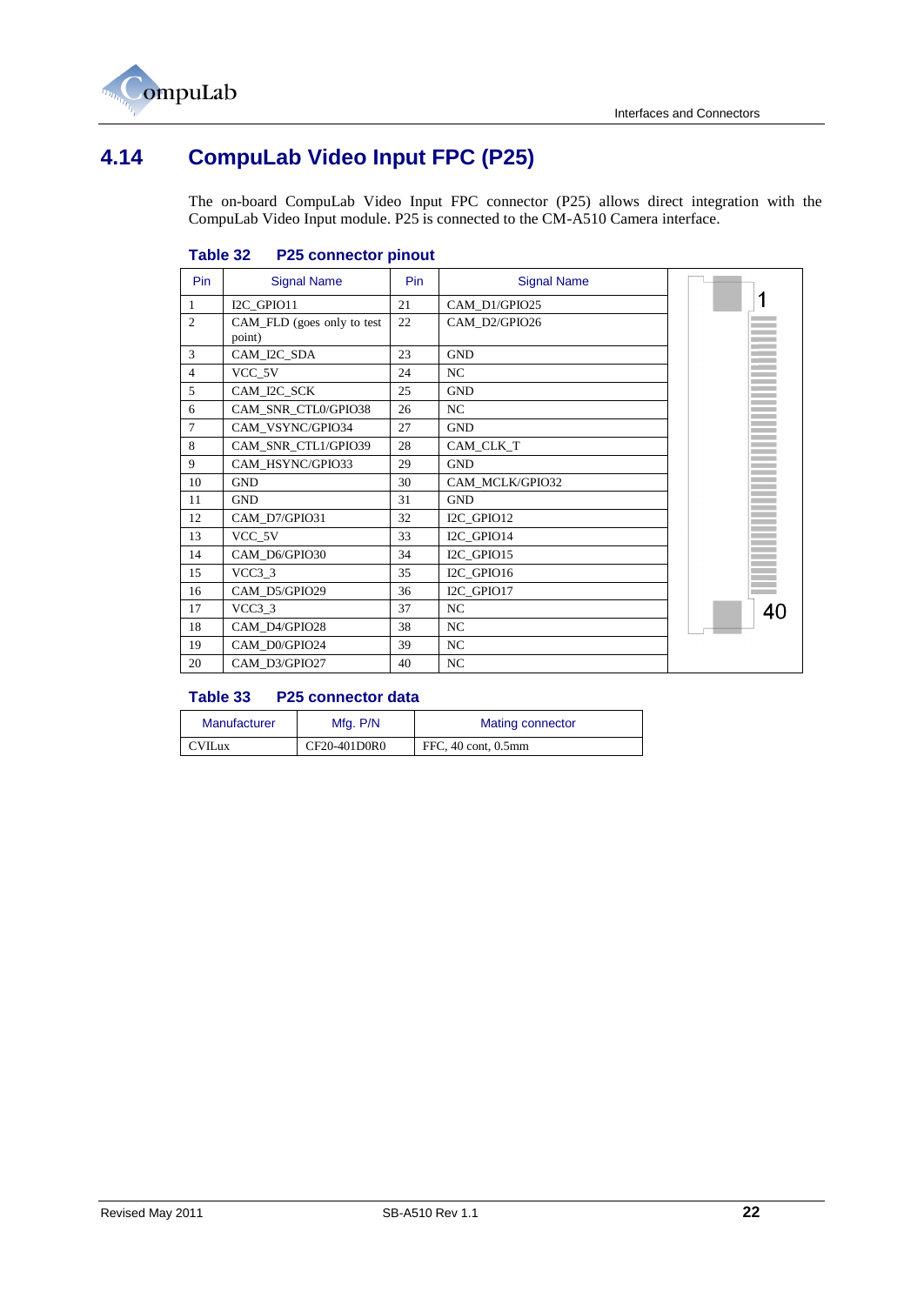## 4.14 CompuLab Video Input FPC (P25)

The on-board CompuLab Video Input FPC connector (P25) allows direct integration with the CompuLab Video Input module. P25 is connected to the CM-A510 Camera interface.

**Table 32 P25 connector pinout**

| Pin | Signal Name | Pin | Signal Name |
|---|---|---|---|
| 1 | I2C_GPIO11 | 21 | CAM_D1/GPIO25 |
| 2 | CAM_FLD (goes only to test point) | 22 | CAM_D2/GPIO26 |
| 3 | CAM_I2C_SDA | 23 | GND |
| 4 | VCC_5V | 24 | NC |
| 5 | CAM_I2C_SCK | 25 | GND |
| 6 | CAM_SNR_CTL0/GPIO38 | 26 | NC |
| 7 | CAM_VSYNC/GPIO34 | 27 | GND |
| 8 | CAM_SNR_CTL1/GPIO39 | 28 | CAM_CLK_T |
| 9 | CAM_HSYNC/GPIO33 | 29 | GND |
| 10 | GND | 30 | CAM_MCLK/GPIO32 |
| 11 | GND | 31 | GND |
| 12 | CAM_D7/GPIO31 | 32 | I2C_GPIO12 |
| 13 | VCC_5V | 33 | I2C_GPIO14 |
| 14 | CAM_D6/GPIO30 | 34 | I2C_GPIO15 |
| 15 | VCC3_3 | 35 | I2C_GPIO16 |
| 16 | CAM_D5/GPIO29 | 36 | I2C_GPIO17 |
| 17 | VCC3_3 | 37 | NC |
| 18 | CAM_D4/GPIO28 | 38 | NC |
| 19 | CAM_D0/GPIO24 | 39 | NC |
| 20 | CAM_D3/GPIO27 | 40 | NC |

**Table 33 P25 connector data**

| Manufacturer | Mfg. P/N | Mating connector |
|---|---|---|
| CVILux | CF20-401D0R0 | FFC, 40 cont, 0.5mm |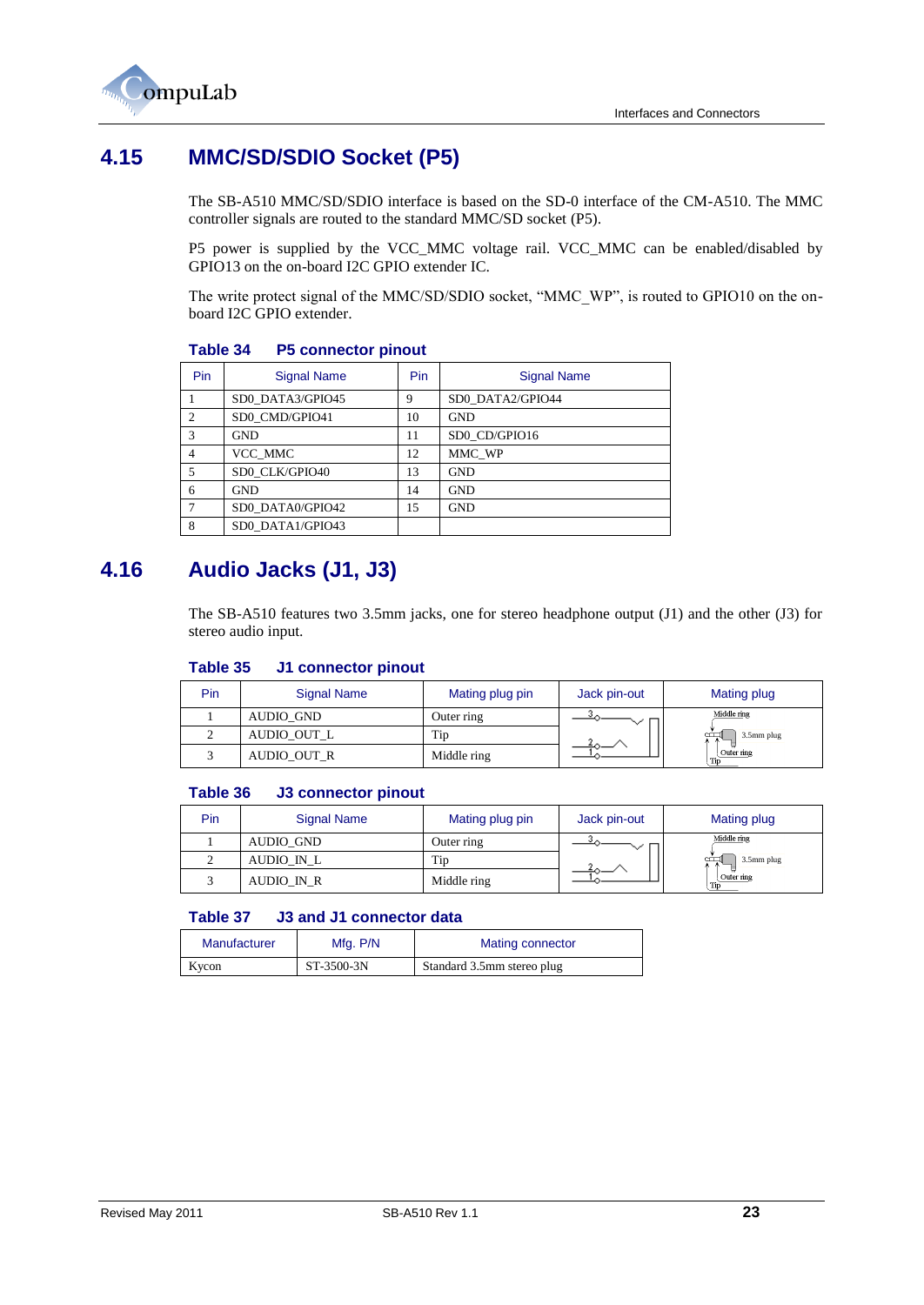## 4.15 MMC/SD/SDIO Socket (P5)

The SB-A510 MMC/SD/SDIO interface is based on the SD-0 interface of the CM-A510. The MMC controller signals are routed to the standard MMC/SD socket (P5).

P5 power is supplied by the VCC_MMC voltage rail. VCC_MMC can be enabled/disabled by GPIO13 on the on-board I2C GPIO extender IC.

The write protect signal of the MMC/SD/SDIO socket, “MMC_WP”, is routed to GPIO10 on the on-board I2C GPIO extender.

**Table 34 P5 connector pinout**

| Pin | Signal Name | Pin | Signal Name |
|---|---|---|---|
| 1 | SD0_DATA3/GPIO45 | 9 | SD0_DATA2/GPIO44 |
| 2 | SD0_CMD/GPIO41 | 10 | GND |
| 3 | GND | 11 | SD0_CD/GPIO16 |
| 4 | VCC_MMC | 12 | MMC_WP |
| 5 | SD0_CLK/GPIO40 | 13 | GND |
| 6 | GND | 14 | GND |
| 7 | SD0_DATA0/GPIO42 | 15 | GND |
| 8 | SD0_DATA1/GPIO43 | | |

## 4.16 Audio Jacks (J1, J3)

The SB-A510 features two 3.5mm jacks, one for stereo headphone output (J1) and the other (J3) for stereo audio input.

**Table 35 J1 connector pinout**

| Pin | Signal Name | Mating plug pin | Jack pin-out | Mating plug |
|---|---|---|---|---|
| 1 | AUDIO_GND | Outer ring | | |
| 2 | AUDIO_OUT_L | Tip | | |
| 3 | AUDIO_OUT_R | Middle ring | | |

**Table 36 J3 connector pinout**

| Pin | Signal Name | Mating plug pin | Jack pin-out | Mating plug |
|---|---|---|---|---|
| 1 | AUDIO_GND | Outer ring | | |
| 2 | AUDIO_IN_L | Tip | | |
| 3 | AUDIO_IN_R | Middle ring | | |

**Table 37 J3 and J1 connector data**

| Manufacturer | Mfg. P/N | Mating connector |
|---|---|---|
| Kycon | ST-3500-3N | Standard 3.5mm stereo plug |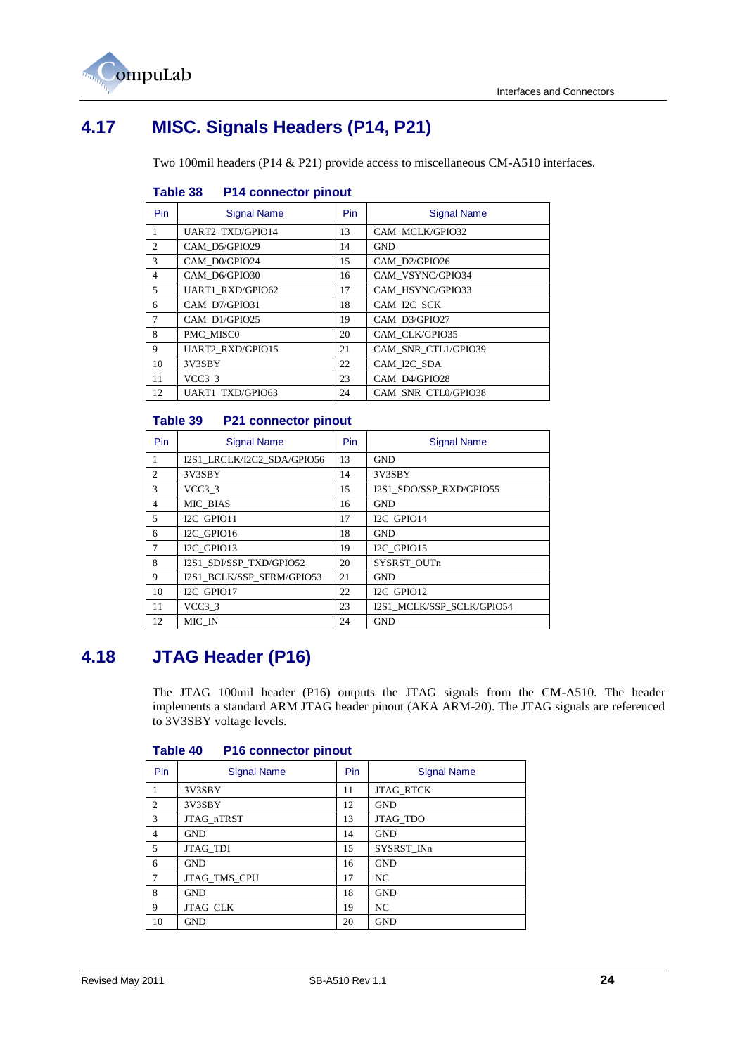## 4.17 MISC. Signals Headers (P14, P21)

Two 100mil headers (P14 & P21) provide access to miscellaneous CM-A510 interfaces.

**Table 38 P14 connector pinout**

| Pin | Signal Name | Pin | Signal Name |
|---|---|---|---|
| 1 | UART2_TXD/GPIO14 | 13 | CAM_MCLK/GPIO32 |
| 2 | CAM_D5/GPIO29 | 14 | GND |
| 3 | CAM_D0/GPIO24 | 15 | CAM_D2/GPIO26 |
| 4 | CAM_D6/GPIO30 | 16 | CAM_VSYNC/GPIO34 |
| 5 | UART1_RXD/GPIO62 | 17 | CAM_HSYNC/GPIO33 |
| 6 | CAM_D7/GPIO31 | 18 | CAM_I2C_SCK |
| 7 | CAM_D1/GPIO25 | 19 | CAM_D3/GPIO27 |
| 8 | PMC_MISC0 | 20 | CAM_CLK/GPIO35 |
| 9 | UART2_RXD/GPIO15 | 21 | CAM_SNR_CTL1/GPIO39 |
| 10 | 3V3SBY | 22 | CAM_I2C_SDA |
| 11 | VCC3_3 | 23 | CAM_D4/GPIO28 |
| 12 | UART1_TXD/GPIO63 | 24 | CAM_SNR_CTL0/GPIO38 |

**Table 39 P21 connector pinout**

| Pin | Signal Name | Pin | Signal Name |
|---|---|---|---|
| 1 | I2S1_LRCLK/I2C2_SDA/GPIO56 | 13 | GND |
| 2 | 3V3SBY | 14 | 3V3SBY |
| 3 | VCC3_3 | 15 | I2S1_SDO/SSP_RXD/GPIO55 |
| 4 | MIC_BIAS | 16 | GND |
| 5 | I2C_GPIO11 | 17 | I2C_GPIO14 |
| 6 | I2C_GPIO16 | 18 | GND |
| 7 | I2C_GPIO13 | 19 | I2C_GPIO15 |
| 8 | I2S1_SDI/SSP_TXD/GPIO52 | 20 | SYSRST_OUTn |
| 9 | I2S1_BCLK/SSP_SFRM/GPIO53 | 21 | GND |
| 10 | I2C_GPIO17 | 22 | I2C_GPIO12 |
| 11 | VCC3_3 | 23 | I2S1_MCLK/SSP_SCLK/GPIO54 |
| 12 | MIC_IN | 24 | GND |

## 4.18 JTAG Header (P16)

The JTAG 100mil header (P16) outputs the JTAG signals from the CM-A510. The header implements a standard ARM JTAG header pinout (AKA ARM-20). The JTAG signals are referenced to 3V3SBY voltage levels.

**Table 40 P16 connector pinout**

| Pin | Signal Name | Pin | Signal Name |
|---|---|---|---|
| 1 | 3V3SBY | 11 | JTAG_RTCK |
| 2 | 3V3SBY | 12 | GND |
| 3 | JTAG_nTRST | 13 | JTAG_TDO |
| 4 | GND | 14 | GND |
| 5 | JTAG_TDI | 15 | SYSRST_INn |
| 6 | GND | 16 | GND |
| 7 | JTAG_TMS_CPU | 17 | NC |
| 8 | GND | 18 | GND |
| 9 | JTAG_CLK | 19 | NC |
| 10 | GND | 20 | GND |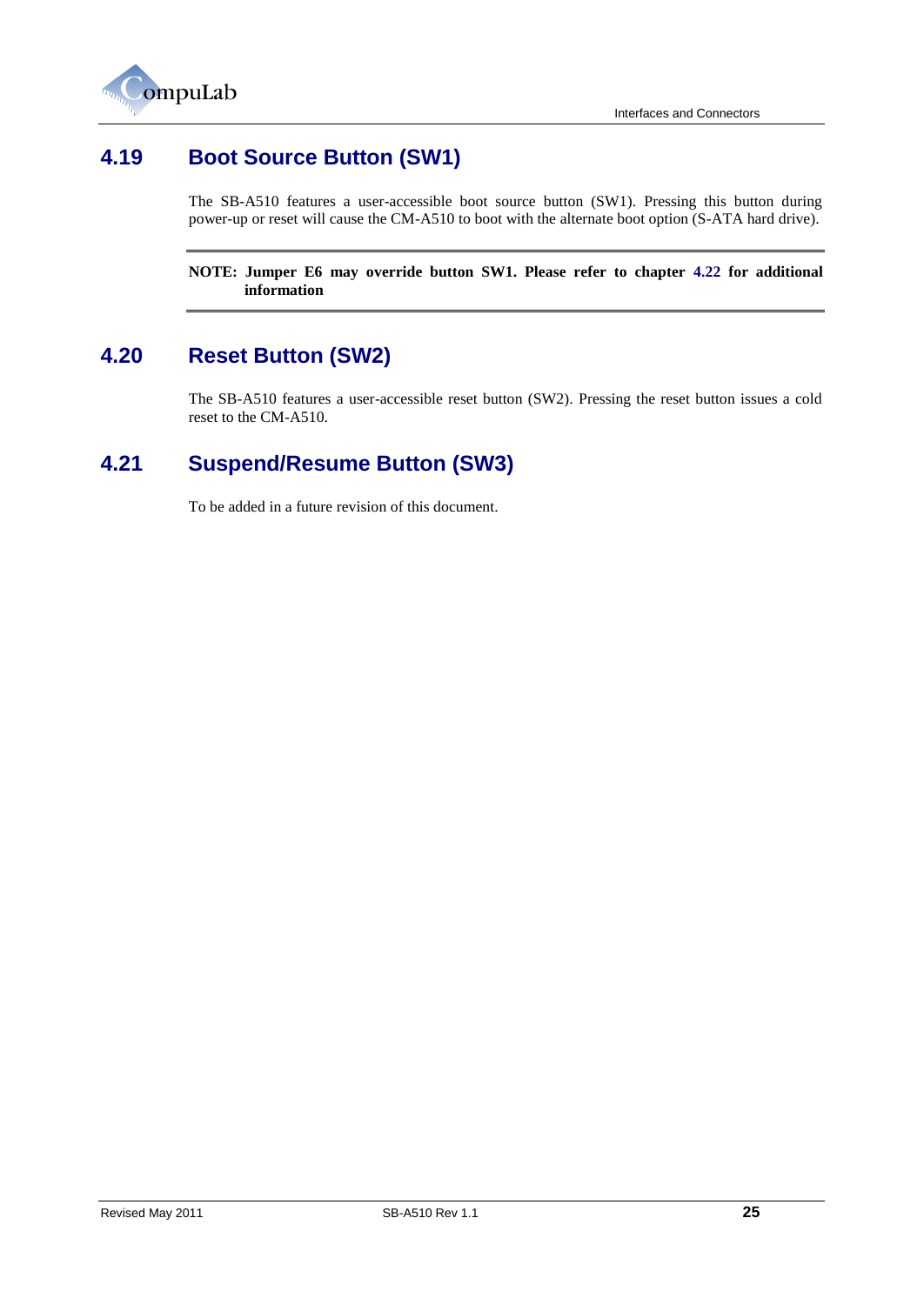## 4.19 Boot Source Button (SW1)

The SB-A510 features a user-accessible boot source button (SW1). Pressing this button during power-up or reset will cause the CM-A510 to boot with the alternate boot option (S-ATA hard drive).

**NOTE: Jumper E6 may override button SW1. Please refer to chapter 4.22 for additional information**

## 4.20 Reset Button (SW2)

The SB-A510 features a user-accessible reset button (SW2). Pressing the reset button issues a cold reset to the CM-A510.

## 4.21 Suspend/Resume Button (SW3)

To be added in a future revision of this document.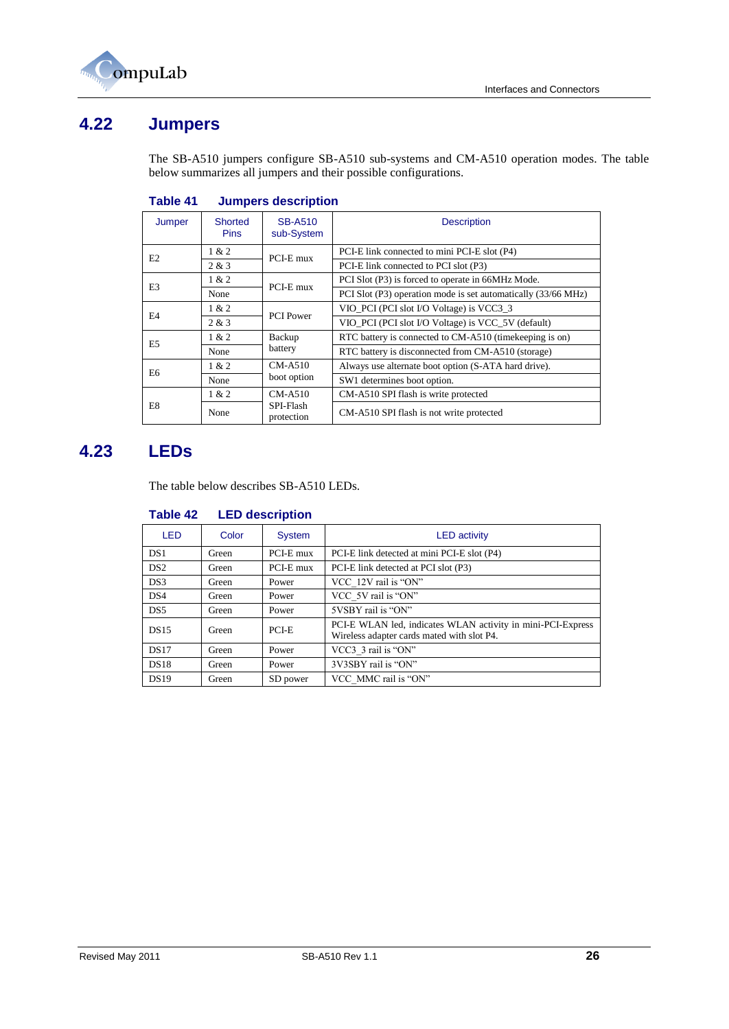## 4.22 Jumpers

The SB-A510 jumpers configure SB-A510 sub-systems and CM-A510 operation modes. The table below summarizes all jumpers and their possible configurations.

**Table 41 Jumpers description**

| Jumper | Shorted Pins | SB-A510 sub-System | Description |
|---|---|---|---|
| E2 | 1 & 2 | PCI-E mux | PCI-E link connected to mini PCI-E slot (P4) |
| | 2 & 3 | | PCI-E link connected to PCI slot (P3) |
| E3 | 1 & 2 | PCI-E mux | PCI Slot (P3) is forced to operate in 66MHz Mode. |
| | None | | PCI Slot (P3) operation mode is set automatically (33/66 MHz) |
| E4 | 1 & 2 | PCI Power | VIO_PCI (PCI slot I/O Voltage) is VCC3_3 |
| | 2 & 3 | | VIO_PCI (PCI slot I/O Voltage) is VCC_5V (default) |
| E5 | 1 & 2 | Backup battery | RTC battery is connected to CM-A510 (timekeeping is on) |
| | None | | RTC battery is disconnected from CM-A510 (storage) |
| E6 | 1 & 2 | CM-A510 boot option | Always use alternate boot option (S-ATA hard drive). |
| | None | | SW1 determines boot option. |
| E8 | 1 & 2 | CM-A510 SPI-Flash protection | CM-A510 SPI flash is write protected |
| | None | | CM-A510 SPI flash is not write protected |

## 4.23 LEDs

The table below describes SB-A510 LEDs.

**Table 42 LED description**

| LED | Color | System | LED activity |
|---|---|---|---|
| DS1 | Green | PCI-E mux | PCI-E link detected at mini PCI-E slot (P4) |
| DS2 | Green | PCI-E mux | PCI-E link detected at PCI slot (P3) |
| DS3 | Green | Power | VCC_12V rail is "ON" |
| DS4 | Green | Power | VCC_5V rail is "ON" |
| DS5 | Green | Power | 5VSBY rail is "ON" |
| DS15 | Green | PCI-E | PCI-E WLAN led, indicates WLAN activity in mini-PCI-Express Wireless adapter cards mated with slot P4. |
| DS17 | Green | Power | VCC3_3 rail is "ON" |
| DS18 | Green | Power | 3V3SBY rail is "ON" |
| DS19 | Green | SD power | VCC_MMC rail is "ON" |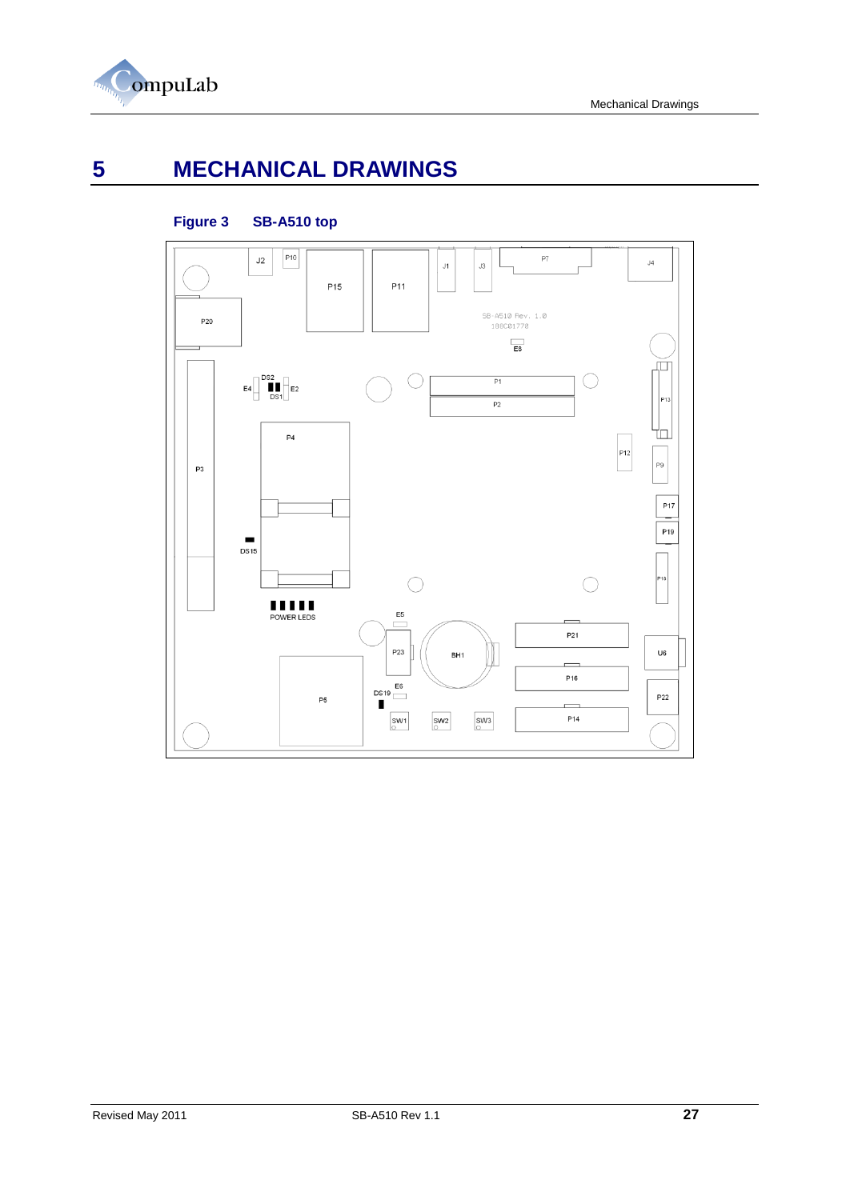# 5 MECHANICAL DRAWINGS

**Figure 3 SB-A510 top**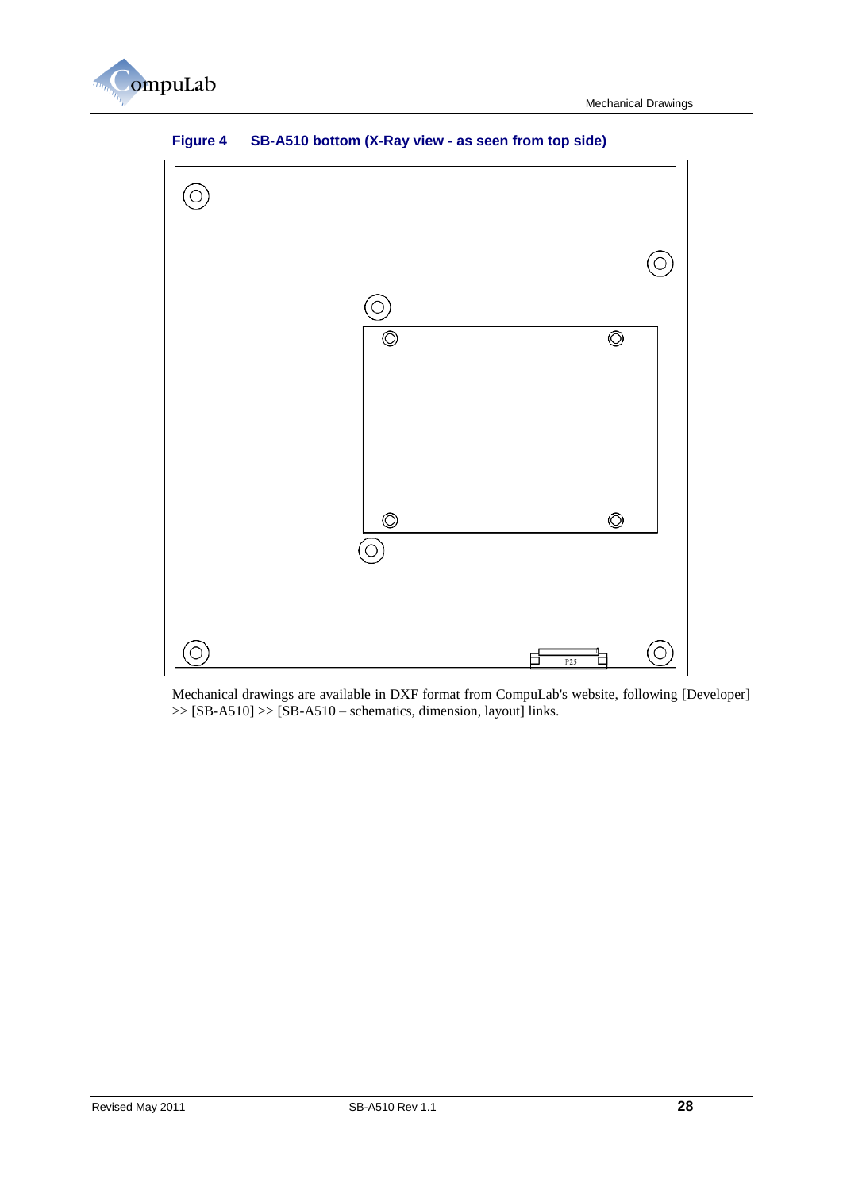**Figure 4 SB-A510 bottom (X-Ray view - as seen from top side)**

Mechanical drawings are available in DXF format from CompuLab's website, following [Developer] >> [SB-A510] >> [SB-A510 – schematics, dimension, layout] links.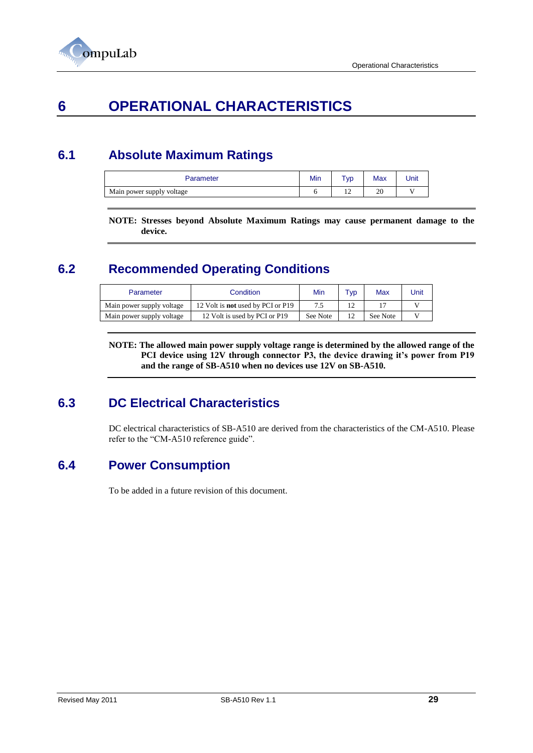# 6 OPERATIONAL CHARACTERISTICS

## 6.1 Absolute Maximum Ratings

| Parameter | Min | Typ | Max | Unit |
|---|---|---|---|---|
| Main power supply voltage | 6 | 12 | 20 | V |

**NOTE: Stresses beyond Absolute Maximum Ratings may cause permanent damage to the device.**

## 6.2 Recommended Operating Conditions

| Parameter | Condition | Min | Typ | Max | Unit |
|---|---|---|---|---|---|
| Main power supply voltage | 12 Volt is **not** used by PCI or P19 | 7.5 | 12 | 17 | V |
| Main power supply voltage | 12 Volt is used by PCI or P19 | See Note | 12 | See Note | V |

**NOTE: The allowed main power supply voltage range is determined by the allowed range of the PCI device using 12V through connector P3, the device drawing it's power from P19 and the range of SB-A510 when no devices use 12V on SB-A510.**

## 6.3 DC Electrical Characteristics

DC electrical characteristics of SB-A510 are derived from the characteristics of the CM-A510. Please refer to the "CM-A510 reference guide".

## 6.4 Power Consumption

To be added in a future revision of this document.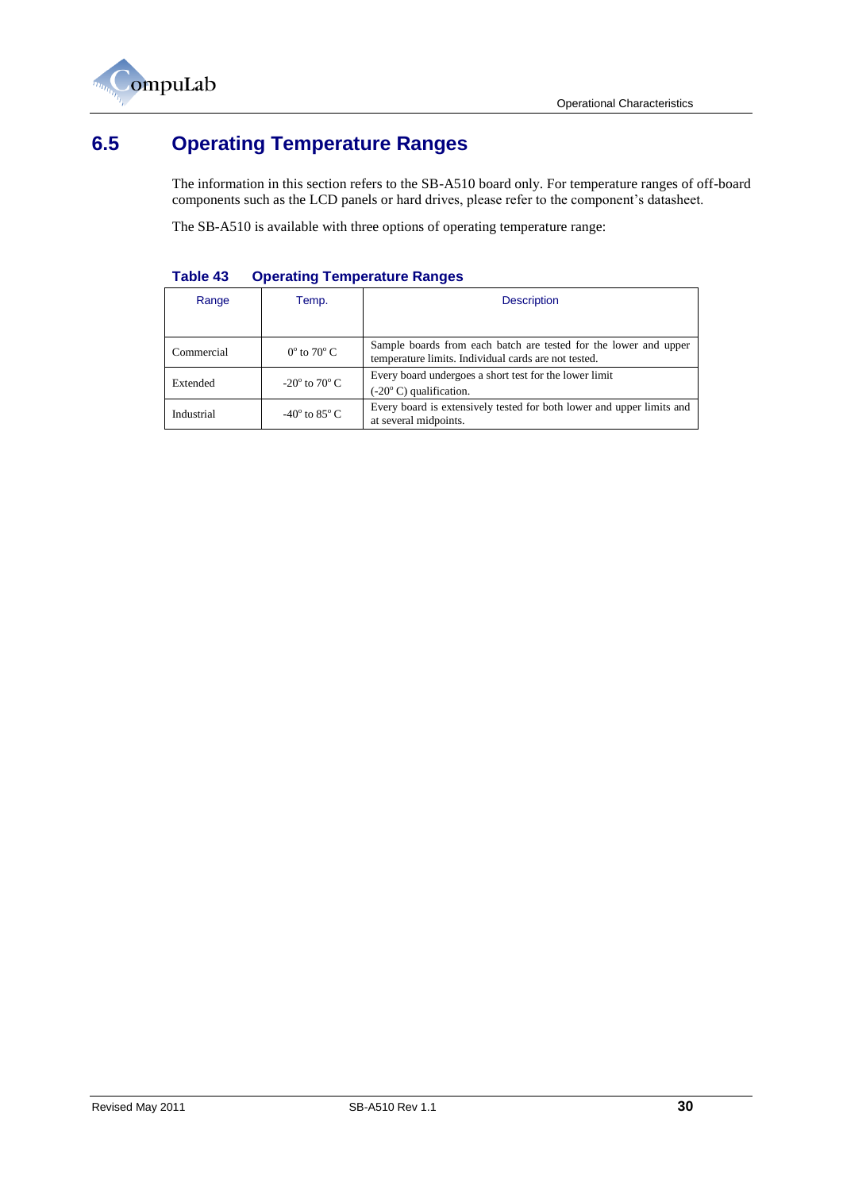## 6.5 Operating Temperature Ranges

The information in this section refers to the SB-A510 board only. For temperature ranges of off-board components such as the LCD panels or hard drives, please refer to the component's datasheet.

The SB-A510 is available with three options of operating temperature range:

**Table 43 Operating Temperature Ranges**

| Range | Temp. | Description |
|---|---|---|
| Commercial | 0° to 70° C | Sample boards from each batch are tested for the lower and upper temperature limits. Individual cards are not tested. |
| Extended | -20° to 70° C | Every board undergoes a short test for the lower limit (-20° C) qualification. |
| Industrial | -40° to 85° C | Every board is extensively tested for both lower and upper limits and at several midpoints. |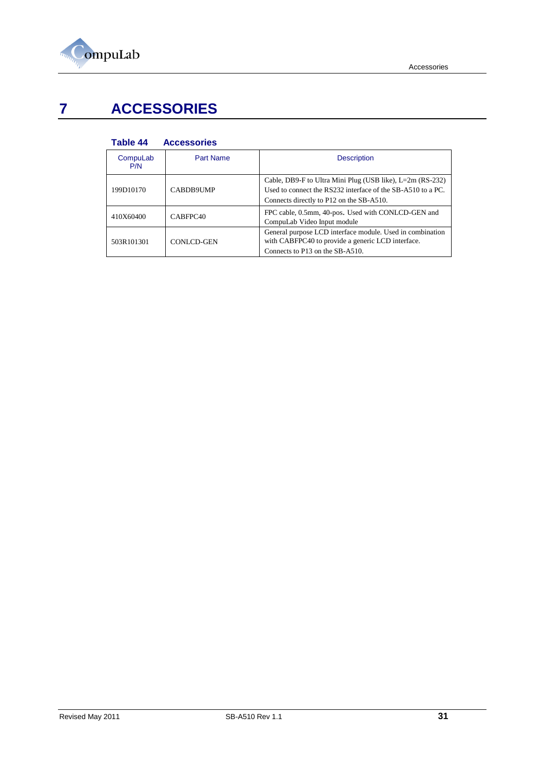# 7 ACCESSORIES

**Table 44 Accessories**

| CompuLab P/N | Part Name | Description |
|---|---|---|
| 199D10170 | CABDB9UMP | Cable, DB9-F to Ultra Mini Plug (USB like), L=2m (RS-232) Used to connect the RS232 interface of the SB-A510 to a PC. Connects directly to P12 on the SB-A510. |
| 410X60400 | CABFPC40 | FPC cable, 0.5mm, 40-pos. Used with CONLCD-GEN and CompuLab Video Input module |
| 503R101301 | CONLCD-GEN | General purpose LCD interface module. Used in combination with CABFPC40 to provide a generic LCD interface. Connects to P13 on the SB-A510. |